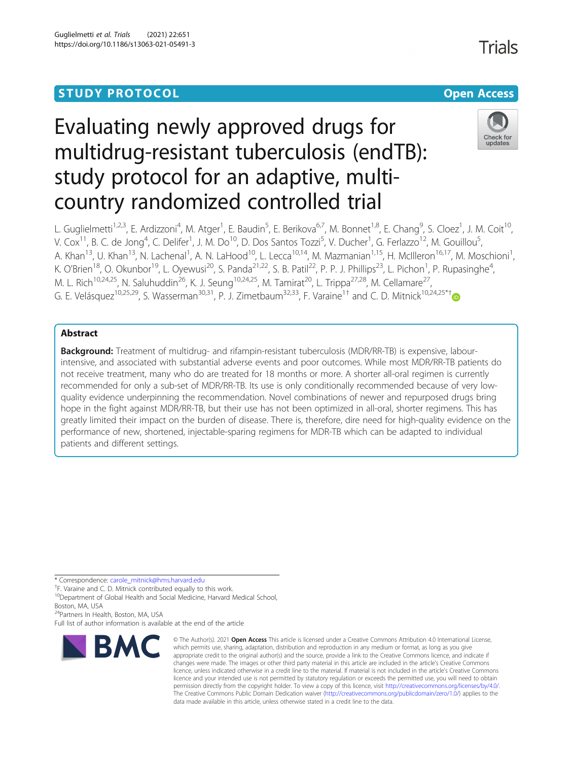STUDY PROTOCOL

Open Access

# Evaluating newly approved drugs for multidrug-resistant tuberculosis (endTB): study protocol for an adaptive, multi-country randomized controlled trial

L. Guglielmetti[1,2,3], E. Ardizzoni[4], M. Atger[1], E. Baudin[5], E. Berikova[6,7], M. Bonnet[1,8], E. Chang[9], S. Cloez[1], J. M. Coit[10], V. Cox[11], B. C. de Jong[4], C. Delifer[1], J. M. Do[10], D. Dos Santos Tozzi[5], V. Ducher[1], G. Ferlazzo[12], M. Gouillou[5], A. Khan[13], U. Khan[13], N. Lachenal[1], A. N. LaHood[10], L. Lecca[10,14], M. Mazmanian[1,15], H. McIlleron[16,17], M. Moschioni[1], K. O'Brien[18], O. Okunbor[19], L. Oyewusi[20], S. Panda[21,22], S. B. Patil[22], P. P. J. Phillips[23], L. Pichon[1], P. Rupasinghe[4], M. L. Rich[10,24,25], N. Saluhuddin[26], K. J. Seung[10,24,25], M. Tamirat[20], L. Trippa[27,28], M. Cellamare[27], G. E. Velásquez[10,25,29], S. Wasserman[30,31], P. J. Zimetbaum[32,33], F. Varaine[1†] and C. D. Mitnick[10,24,25*†]

## Abstract

**Background:** Treatment of multidrug- and rifampin-resistant tuberculosis (MDR/RR-TB) is expensive, labour-intensive, and associated with substantial adverse events and poor outcomes. While most MDR/RR-TB patients do not receive treatment, many who do are treated for 18 months or more. A shorter all-oral regimen is currently recommended for only a sub-set of MDR/RR-TB. Its use is only conditionally recommended because of very low-quality evidence underpinning the recommendation. Novel combinations of newer and repurposed drugs bring hope in the fight against MDR/RR-TB, but their use has not been optimized in all-oral, shorter regimens. This has greatly limited their impact on the burden of disease. There is, therefore, dire need for high-quality evidence on the performance of new, shortened, injectable-sparing regimens for MDR-TB which can be adapted to individual patients and different settings.

\* Correspondence: carole_mitnick@hms.harvard.edu

†F. Varaine and C. D. Mitnick contributed equally to this work.

[10]Department of Global Health and Social Medicine, Harvard Medical School, Boston, MA, USA

[24]Partners In Health, Boston, MA, USA

Full list of author information is available at the end of the article

© The Author(s). 2021 **Open Access** This article is licensed under a Creative Commons Attribution 4.0 International License, which permits use, sharing, adaptation, distribution and reproduction in any medium or format, as long as you give appropriate credit to the original author(s) and the source, provide a link to the Creative Commons licence, and indicate if changes were made. The images or other third party material in this article are included in the article's Creative Commons licence, unless indicated otherwise in a credit line to the material. If material is not included in the article's Creative Commons licence and your intended use is not permitted by statutory regulation or exceeds the permitted use, you will need to obtain permission directly from the copyright holder. To view a copy of this licence, visit http://creativecommons.org/licenses/by/4.0/. The Creative Commons Public Domain Dedication waiver (http://creativecommons.org/publicdomain/zero/1.0/) applies to the data made available in this article, unless otherwise stated in a credit line to the data.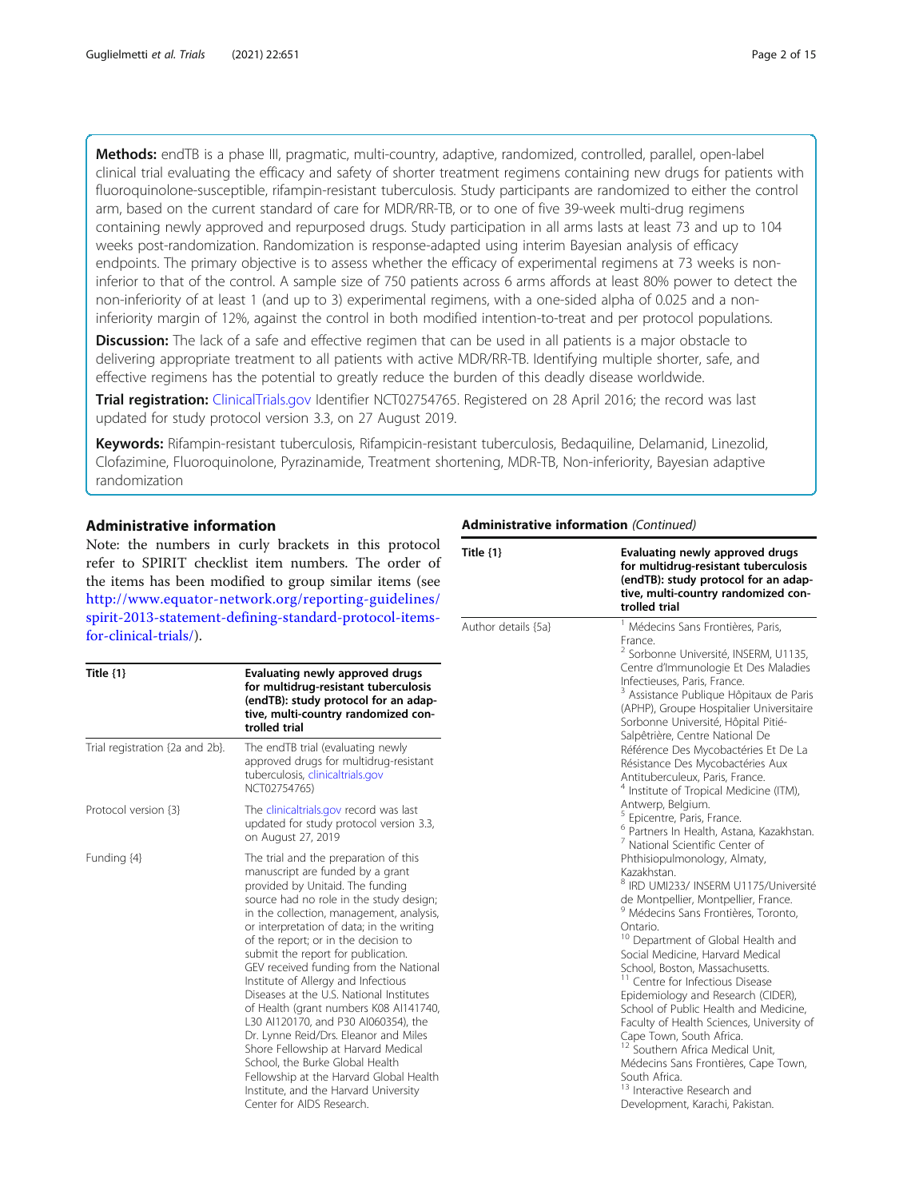**Methods:** endTB is a phase III, pragmatic, multi-country, adaptive, randomized, controlled, parallel, open-label clinical trial evaluating the efficacy and safety of shorter treatment regimens containing new drugs for patients with fluoroquinolone-susceptible, rifampin-resistant tuberculosis. Study participants are randomized to either the control arm, based on the current standard of care for MDR/RR-TB, or to one of five 39-week multi-drug regimens containing newly approved and repurposed drugs. Study participation in all arms lasts at least 73 and up to 104 weeks post-randomization. Randomization is response-adapted using interim Bayesian analysis of efficacy endpoints. The primary objective is to assess whether the efficacy of experimental regimens at 73 weeks is non-inferior to that of the control. A sample size of 750 patients across 6 arms affords at least 80% power to detect the non-inferiority of at least 1 (and up to 3) experimental regimens, with a one-sided alpha of 0.025 and a non-inferiority margin of 12%, against the control in both modified intention-to-treat and per protocol populations.

**Discussion:** The lack of a safe and effective regimen that can be used in all patients is a major obstacle to delivering appropriate treatment to all patients with active MDR/RR-TB. Identifying multiple shorter, safe, and effective regimens has the potential to greatly reduce the burden of this deadly disease worldwide.

**Trial registration:** ClinicalTrials.gov Identifier NCT02754765. Registered on 28 April 2016; the record was last updated for study protocol version 3.3, on 27 August 2019.

**Keywords:** Rifampin-resistant tuberculosis, Rifampicin-resistant tuberculosis, Bedaquiline, Delamanid, Linezolid, Clofazimine, Fluoroquinolone, Pyrazinamide, Treatment shortening, MDR-TB, Non-inferiority, Bayesian adaptive randomization

## Administrative information

Note: the numbers in curly brackets in this protocol refer to SPIRIT checklist item numbers. The order of the items has been modified to group similar items (see http://www.equator-network.org/reporting-guidelines/spirit-2013-statement-defining-standard-protocol-items-for-clinical-trials/).

| Title {1} | Evaluating newly approved drugs for multidrug-resistant tuberculosis (endTB): study protocol for an adaptive, multi-country randomized controlled trial |
|---|---|
| Trial registration {2a and 2b}. | The endTB trial (evaluating newly approved drugs for multidrug-resistant tuberculosis, clinicaltrials.gov NCT02754765) |
| Protocol version {3} | The clinicaltrials.gov record was last updated for study protocol version 3.3, on August 27, 2019 |
| Funding {4} | The trial and the preparation of this manuscript are funded by a grant provided by Unitaid. The funding source had no role in the study design; in the collection, management, analysis, or interpretation of data; in the writing of the report; or in the decision to submit the report for publication. GEV received funding from the National Institute of Allergy and Infectious Diseases at the U.S. National Institutes of Health (grant numbers K08 AI141740, L30 AI120170, and P30 AI060354), the Dr. Lynne Reid/Drs. Eleanor and Miles Shore Fellowship at Harvard Medical School, the Burke Global Health Fellowship at the Harvard Global Health Institute, and the Harvard University Center for AIDS Research. |
| Author details {5a} | [1] Médecins Sans Frontières, Paris, France.<br>[2] Sorbonne Université, INSERM, U1135, Centre d'Immunologie Et Des Maladies Infectieuses, Paris, France.<br>[3] Assistance Publique Hôpitaux de Paris (APHP), Groupe Hospitalier Universitaire Sorbonne Université, Hôpital Pitié-Salpêtrière, Centre National De Référence Des Mycobactéries Et De La Résistance Des Mycobactéries Aux Antituberculeux, Paris, France.<br>[4] Institute of Tropical Medicine (ITM), Antwerp, Belgium.<br>[5] Epicentre, Paris, France.<br>[6] Partners In Health, Astana, Kazakhstan.<br>[7] National Scientific Center of Phthisiopulmonology, Almaty, Kazakhstan.<br>[8] IRD UMI233/ INSERM U1175/Université de Montpellier, Montpellier, France.<br>[9] Médecins Sans Frontières, Toronto, Ontario.<br>[10] Department of Global Health and Social Medicine, Harvard Medical School, Boston, Massachusetts.<br>[11] Centre for Infectious Disease Epidemiology and Research (CIDER), School of Public Health and Medicine, Faculty of Health Sciences, University of Cape Town, South Africa.<br>[12] Southern Africa Medical Unit, Médecins Sans Frontières, Cape Town, South Africa.<br>[13] Interactive Research and Development, Karachi, Pakistan. |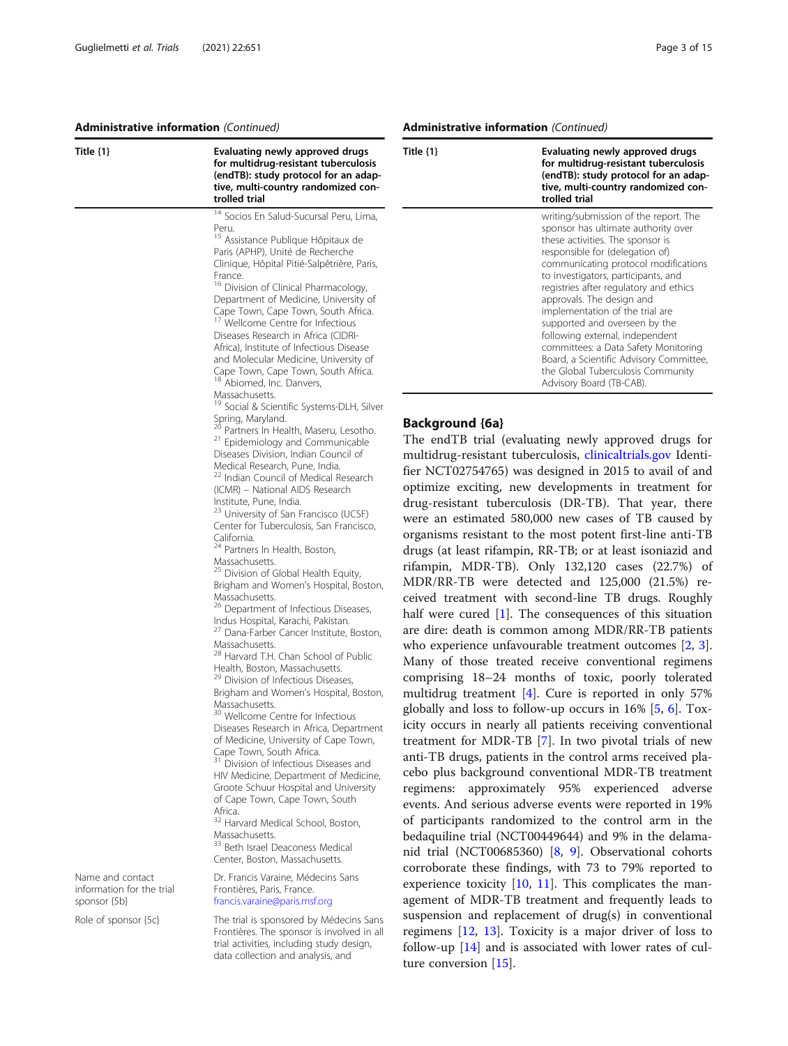**Administrative information** *(Continued)*

| Title {1} | Evaluating newly approved drugs for multidrug-resistant tuberculosis (endTB): study protocol for an adaptive, multi-country randomized controlled trial |
|---|---|
| | [14] Socios En Salud-Sucursal Peru, Lima, Peru.<br>[15] Assistance Publique Hôpitaux de Paris (APHP), Unité de Recherche Clinique, Hôpital Pitié-Salpêtrière, Paris, France.<br>[16] Division of Clinical Pharmacology, Department of Medicine, University of Cape Town, Cape Town, South Africa.<br>[17] Wellcome Centre for Infectious Diseases Research in Africa (CIDRI-Africa), Institute of Infectious Disease and Molecular Medicine, University of Cape Town, Cape Town, South Africa.<br>[18] Abiomed, Inc. Danvers, Massachusetts.<br>[19] Social & Scientific Systems-DLH, Silver Spring, Maryland.<br>[20] Partners In Health, Maseru, Lesotho.<br>[21] Epidemiology and Communicable Diseases Division, Indian Council of Medical Research, Pune, India.<br>[22] Indian Council of Medical Research (ICMR) – National AIDS Research Institute, Pune, India.<br>[23] University of San Francisco (UCSF) Center for Tuberculosis, San Francisco, California.<br>[24] Partners In Health, Boston, Massachusetts.<br>[25] Division of Global Health Equity, Brigham and Women's Hospital, Boston, Massachusetts.<br>[26] Department of Infectious Diseases, Indus Hospital, Karachi, Pakistan.<br>[27] Dana-Farber Cancer Institute, Boston, Massachusetts.<br>[28] Harvard T.H. Chan School of Public Health, Boston, Massachusetts.<br>[29] Division of Infectious Diseases, Brigham and Women's Hospital, Boston, Massachusetts.<br>[30] Wellcome Centre for Infectious Diseases Research in Africa, Department of Medicine, University of Cape Town, Cape Town, South Africa.<br>[31] Division of Infectious Diseases and HIV Medicine, Department of Medicine, Groote Schuur Hospital and University of Cape Town, Cape Town, South Africa.<br>[32] Harvard Medical School, Boston, Massachusetts.<br>[33] Beth Israel Deaconess Medical Center, Boston, Massachusetts. |
| Name and contact information for the trial sponsor {5b} | Dr. Francis Varaine, Médecins Sans Frontières, Paris, France. francis.varaine@paris.msf.org |
| Role of sponsor {5c} | The trial is sponsored by Médecins Sans Frontières. The sponsor is involved in all trial activities, including study design, data collection and analysis, and writing/submission of the report. The sponsor has ultimate authority over these activities. The sponsor is responsible for (delegation of) communicating protocol modifications to investigators, participants, and registries after regulatory and ethics approvals. The design and implementation of the trial are supported and overseen by the following external, independent committees: a Data Safety Monitoring Board, a Scientific Advisory Committee, the Global Tuberculosis Community Advisory Board (TB-CAB). |

## Background {6a}

The endTB trial (evaluating newly approved drugs for multidrug-resistant tuberculosis, clinicaltrials.gov Identifier NCT02754765) was designed in 2015 to avail of and optimize exciting, new developments in treatment for drug-resistant tuberculosis (DR-TB). That year, there were an estimated 580,000 new cases of TB caused by organisms resistant to the most potent first-line anti-TB drugs (at least rifampin, RR-TB; or at least isoniazid and rifampin, MDR-TB). Only 132,120 cases (22.7%) of MDR/RR-TB were detected and 125,000 (21.5%) received treatment with second-line TB drugs. Roughly half were cured [1]. The consequences of this situation are dire: death is common among MDR/RR-TB patients who experience unfavourable treatment outcomes [2, 3]. Many of those treated receive conventional regimens comprising 18–24 months of toxic, poorly tolerated multidrug treatment [4]. Cure is reported in only 57% globally and loss to follow-up occurs in 16% [5, 6]. Toxicity occurs in nearly all patients receiving conventional treatment for MDR-TB [7]. In two pivotal trials of new anti-TB drugs, patients in the control arms received placebo plus background conventional MDR-TB treatment regimens: approximately 95% experienced adverse events. And serious adverse events were reported in 19% of participants randomized to the control arm in the bedaquiline trial (NCT00449644) and 9% in the delamanid trial (NCT00685360) [8, 9]. Observational cohorts corroborate these findings, with 73 to 79% reported to experience toxicity [10, 11]. This complicates the management of MDR-TB treatment and frequently leads to suspension and replacement of drug(s) in conventional regimens [12, 13]. Toxicity is a major driver of loss to follow-up [14] and is associated with lower rates of culture conversion [15].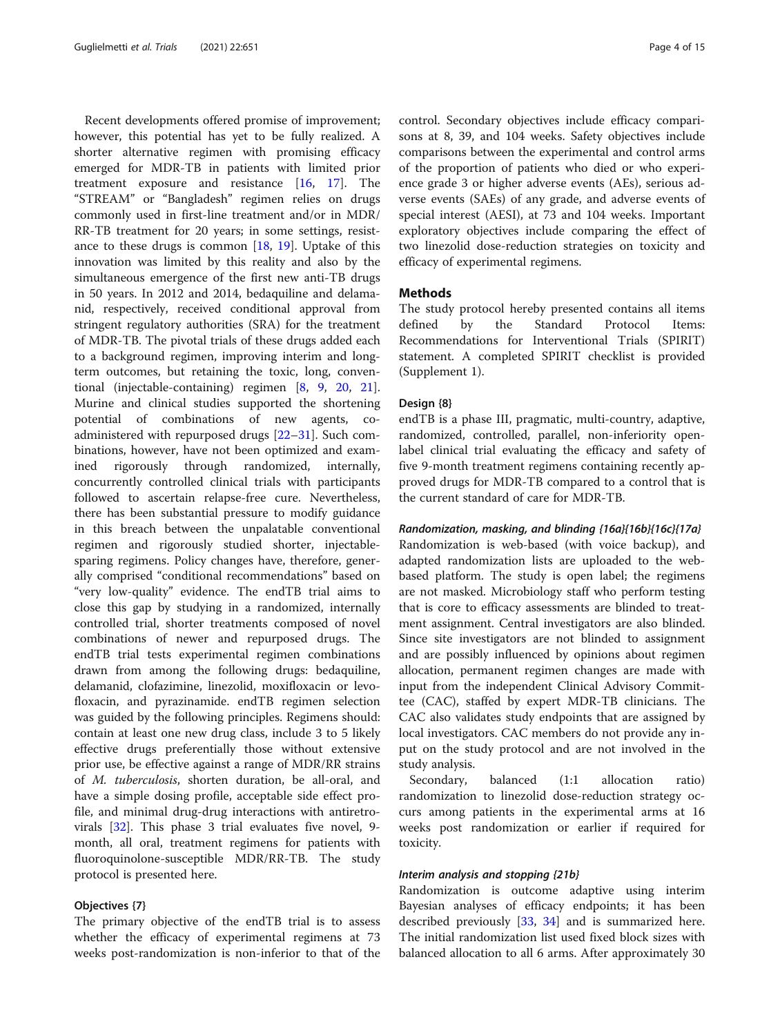Recent developments offered promise of improvement; however, this potential has yet to be fully realized. A shorter alternative regimen with promising efficacy emerged for MDR-TB in patients with limited prior treatment exposure and resistance [16, 17]. The "STREAM" or "Bangladesh" regimen relies on drugs commonly used in first-line treatment and/or in MDR/RR-TB treatment for 20 years; in some settings, resistance to these drugs is common [18, 19]. Uptake of this innovation was limited by this reality and also by the simultaneous emergence of the first new anti-TB drugs in 50 years. In 2012 and 2014, bedaquiline and delamanid, respectively, received conditional approval from stringent regulatory authorities (SRA) for the treatment of MDR-TB. The pivotal trials of these drugs added each to a background regimen, improving interim and long-term outcomes, but retaining the toxic, long, conventional (injectable-containing) regimen [8, 9, 20, 21]. Murine and clinical studies supported the shortening potential of combinations of new agents, co-administered with repurposed drugs [22–31]. Such combinations, however, have not been optimized and examined rigorously through randomized, internally, concurrently controlled clinical trials with participants followed to ascertain relapse-free cure. Nevertheless, there has been substantial pressure to modify guidance in this breach between the unpalatable conventional regimen and rigorously studied shorter, injectable-sparing regimens. Policy changes have, therefore, generally comprised "conditional recommendations" based on "very low-quality" evidence. The endTB trial aims to close this gap by studying in a randomized, internally controlled trial, shorter treatments composed of novel combinations of newer and repurposed drugs. The endTB trial tests experimental regimen combinations drawn from among the following drugs: bedaquiline, delamanid, clofazimine, linezolid, moxifloxacin or levofloxacin, and pyrazinamide. endTB regimen selection was guided by the following principles. Regimens should: contain at least one new drug class, include 3 to 5 likely effective drugs preferentially those without extensive prior use, be effective against a range of MDR/RR strains of *M. tuberculosis*, shorten duration, be all-oral, and have a simple dosing profile, acceptable side effect profile, and minimal drug-drug interactions with antiretrovirals [32]. This phase 3 trial evaluates five novel, 9-month, all oral, treatment regimens for patients with fluoroquinolone-susceptible MDR/RR-TB. The study protocol is presented here.

### Objectives {7}

The primary objective of the endTB trial is to assess whether the efficacy of experimental regimens at 73 weeks post-randomization is non-inferior to that of the control. Secondary objectives include efficacy comparisons at 8, 39, and 104 weeks. Safety objectives include comparisons between the experimental and control arms of the proportion of patients who died or who experience grade 3 or higher adverse events (AEs), serious adverse events (SAEs) of any grade, and adverse events of special interest (AESI), at 73 and 104 weeks. Important exploratory objectives include comparing the effect of two linezolid dose-reduction strategies on toxicity and efficacy of experimental regimens.

## Methods

The study protocol hereby presented contains all items defined by the Standard Protocol Items: Recommendations for Interventional Trials (SPIRIT) statement. A completed SPIRIT checklist is provided (Supplement 1).

### Design {8}

endTB is a phase III, pragmatic, multi-country, adaptive, randomized, controlled, parallel, non-inferiority open-label clinical trial evaluating the efficacy and safety of five 9-month treatment regimens containing recently approved drugs for MDR-TB compared to a control that is the current standard of care for MDR-TB.

#### *Randomization, masking, and blinding {16a}{16b}{16c}{17a}*

Randomization is web-based (with voice backup), and adapted randomization lists are uploaded to the web-based platform. The study is open label; the regimens are not masked. Microbiology staff who perform testing that is core to efficacy assessments are blinded to treatment assignment. Central investigators are also blinded. Since site investigators are not blinded to assignment and are possibly influenced by opinions about regimen allocation, permanent regimen changes are made with input from the independent Clinical Advisory Committee (CAC), staffed by expert MDR-TB clinicians. The CAC also validates study endpoints that are assigned by local investigators. CAC members do not provide any input on the study protocol and are not involved in the study analysis.

Secondary, balanced (1:1 allocation ratio) randomization to linezolid dose-reduction strategy occurs among patients in the experimental arms at 16 weeks post randomization or earlier if required for toxicity.

#### *Interim analysis and stopping {21b}*

Randomization is outcome adaptive using interim Bayesian analyses of efficacy endpoints; it has been described previously [33, 34] and is summarized here. The initial randomization list used fixed block sizes with balanced allocation to all 6 arms. After approximately 30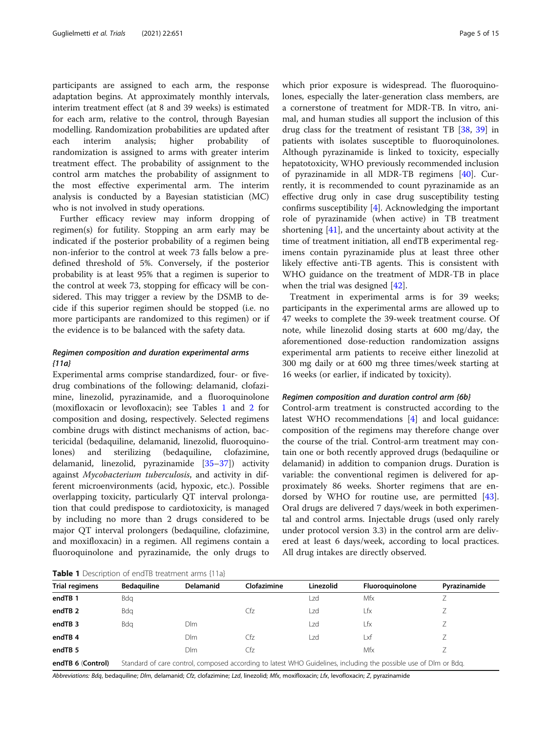participants are assigned to each arm, the response adaptation begins. At approximately monthly intervals, interim treatment effect (at 8 and 39 weeks) is estimated for each arm, relative to the control, through Bayesian modelling. Randomization probabilities are updated after each interim analysis; higher probability of randomization is assigned to arms with greater interim treatment effect. The probability of assignment to the control arm matches the probability of assignment to the most effective experimental arm. The interim analysis is conducted by a Bayesian statistician (MC) who is not involved in study operations.

Further efficacy review may inform dropping of regimen(s) for futility. Stopping an arm early may be indicated if the posterior probability of a regimen being non-inferior to the control at week 73 falls below a predefined threshold of 5%. Conversely, if the posterior probability is at least 95% that a regimen is superior to the control at week 73, stopping for efficacy will be considered. This may trigger a review by the DSMB to decide if this superior regimen should be stopped (i.e. no more participants are randomized to this regimen) or if the evidence is to be balanced with the safety data.

### *Regimen composition and duration experimental arms {11a}*

Experimental arms comprise standardized, four- or five-drug combinations of the following: delamanid, clofazimine, linezolid, pyrazinamide, and a fluoroquinolone (moxifloxacin or levofloxacin); see Tables 1 and 2 for composition and dosing, respectively. Selected regimens combine drugs with distinct mechanisms of action, bactericidal (bedaquiline, delamanid, linezolid, fluoroquinolones) and sterilizing (bedaquiline, clofazimine, delamanid, linezolid, pyrazinamide [35–37]) activity against *Mycobacterium tuberculosis*, and activity in different microenvironments (acid, hypoxic, etc.). Possible overlapping toxicity, particularly QT interval prolongation that could predispose to cardiotoxicity, is managed by including no more than 2 drugs considered to be major QT interval prolongers (bedaquiline, clofazimine, and moxifloxacin) in a regimen. All regimens contain a fluoroquinolone and pyrazinamide, the only drugs to which prior exposure is widespread. The fluoroquinolones, especially the later-generation class members, are a cornerstone of treatment for MDR-TB. In vitro, animal, and human studies all support the inclusion of this drug class for the treatment of resistant TB [38, 39] in patients with isolates susceptible to fluoroquinolones. Although pyrazinamide is linked to toxicity, especially hepatotoxicity, WHO previously recommended inclusion of pyrazinamide in all MDR-TB regimens [40]. Currently, it is recommended to count pyrazinamide as an effective drug only in case drug susceptibility testing confirms susceptibility [4]. Acknowledging the important role of pyrazinamide (when active) in TB treatment shortening [41], and the uncertainty about activity at the time of treatment initiation, all endTB experimental regimens contain pyrazinamide plus at least three other likely effective anti-TB agents. This is consistent with WHO guidance on the treatment of MDR-TB in place when the trial was designed [42].

Treatment in experimental arms is for 39 weeks; participants in the experimental arms are allowed up to 47 weeks to complete the 39-week treatment course. Of note, while linezolid dosing starts at 600 mg/day, the aforementioned dose-reduction randomization assigns experimental arm patients to receive either linezolid at 300 mg daily or at 600 mg three times/week starting at 16 weeks (or earlier, if indicated by toxicity).

### *Regimen composition and duration control arm {6b}*

Control-arm treatment is constructed according to the latest WHO recommendations [4] and local guidance: composition of the regimens may therefore change over the course of the trial. Control-arm treatment may contain one or both recently approved drugs (bedaquiline or delamanid) in addition to companion drugs. Duration is variable: the conventional regimen is delivered for approximately 86 weeks. Shorter regimens that are endorsed by WHO for routine use, are permitted [43]. Oral drugs are delivered 7 days/week in both experimental and control arms. Injectable drugs (used only rarely under protocol version 3.3) in the control arm are delivered at least 6 days/week, according to local practices. All drug intakes are directly observed.

**Table 1** Description of endTB treatment arms {11a}

| Trial regimens | Bedaquiline | Delamanid | Clofazimine | Linezolid | Fluoroquinolone | Pyrazinamide |
|---|---|---|---|---|---|---|
| **endTB 1** | Bdq | | | Lzd | Mfx | Z |
| **endTB 2** | Bdq | | Cfz | Lzd | Lfx | Z |
| **endTB 3** | Bdq | Dlm | | Lzd | Lfx | Z |
| **endTB 4** | | Dlm | Cfz | Lzd | Lxf | Z |
| **endTB 5** | | Dlm | Cfz | | Mfx | Z |
| **endTB 6** (Control) | Standard of care control, composed according to latest WHO Guidelines, including the possible use of Dlm or Bdq. | | | | | |

*Abbreviations: Bdq*, bedaquiline; *Dlm*, delamanid; *Cfz*, clofazimine; *Lzd*, linezolid; *Mfx*, moxifloxacin; *Lfx*, levofloxacin; *Z*, pyrazinamide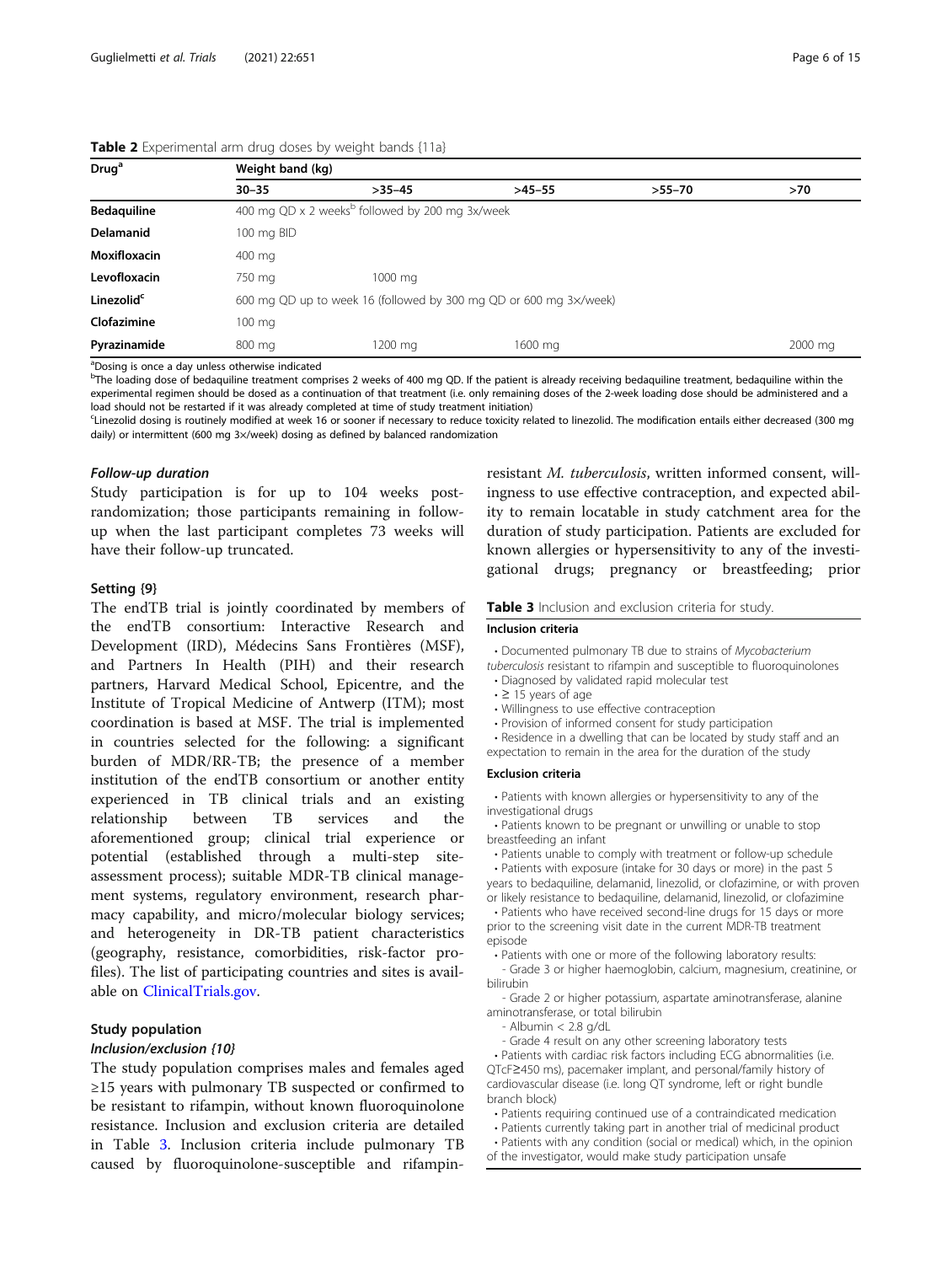**Table 2** Experimental arm drug doses by weight bands {11a}

| Drug[a] | Weight band (kg) | | | | |
|---|---|---|---|---|---|
| | 30–35 | >35–45 | >45–55 | >55–70 | >70 |
| **Bedaquiline** | 400 mg QD x 2 weeks[b] followed by 200 mg 3x/week | | | | |
| **Delamanid** | 100 mg BID | | | | |
| **Moxifloxacin** | 400 mg | | | | |
| **Levofloxacin** | 750 mg | 1000 mg | | | |
| **Linezolid**[c] | 600 mg QD up to week 16 (followed by 300 mg QD or 600 mg 3×/week) | | | | |
| **Clofazimine** | 100 mg | | | | |
| **Pyrazinamide** | 800 mg | 1200 mg | 1600 mg | | 2000 mg |

[a]Dosing is once a day unless otherwise indicated

[b]The loading dose of bedaquiline treatment comprises 2 weeks of 400 mg QD. If the patient is already receiving bedaquiline treatment, bedaquiline within the experimental regimen should be dosed as a continuation of that treatment (i.e. only remaining doses of the 2-week loading dose should be administered and a load should not be restarted if it was already completed at time of study treatment initiation)

[c]Linezolid dosing is routinely modified at week 16 or sooner if necessary to reduce toxicity related to linezolid. The modification entails either decreased (300 mg daily) or intermittent (600 mg 3×/week) dosing as defined by balanced randomization

#### *Follow-up duration*

Study participation is for up to 104 weeks post-randomization; those participants remaining in follow-up when the last participant completes 73 weeks will have their follow-up truncated.

### Setting {9}

The endTB trial is jointly coordinated by members of the endTB consortium: Interactive Research and Development (IRD), Médecins Sans Frontières (MSF), and Partners In Health (PIH) and their research partners, Harvard Medical School, Epicentre, and the Institute of Tropical Medicine of Antwerp (ITM); most coordination is based at MSF. The trial is implemented in countries selected for the following: a significant burden of MDR/RR-TB; the presence of a member institution of the endTB consortium or another entity experienced in TB clinical trials and an existing relationship between TB services and the aforementioned group; clinical trial experience or potential (established through a multi-step site-assessment process); suitable MDR-TB clinical management systems, regulatory environment, research pharmacy capability, and micro/molecular biology services; and heterogeneity in DR-TB patient characteristics (geography, resistance, comorbidities, risk-factor profiles). The list of participating countries and sites is available on ClinicalTrials.gov.

### Study population

#### *Inclusion/exclusion {10}*

The study population comprises males and females aged ≥15 years with pulmonary TB suspected or confirmed to be resistant to rifampin, without known fluoroquinolone resistance. Inclusion and exclusion criteria are detailed in Table 3. Inclusion criteria include pulmonary TB caused by fluoroquinolone-susceptible and rifampin-resistant *M. tuberculosis*, written informed consent, willingness to use effective contraception, and expected ability to remain locatable in study catchment area for the duration of study participation. Patients are excluded for known allergies or hypersensitivity to any of the investigational drugs; pregnancy or breastfeeding; prior

**Table 3** Inclusion and exclusion criteria for study.

**Inclusion criteria**

- Documented pulmonary TB due to strains of *Mycobacterium tuberculosis* resistant to rifampin and susceptible to fluoroquinolones
- Diagnosed by validated rapid molecular test
- ≥ 15 years of age
- Willingness to use effective contraception
- Provision of informed consent for study participation
- Residence in a dwelling that can be located by study staff and an expectation to remain in the area for the duration of the study

**Exclusion criteria**

- Patients with known allergies or hypersensitivity to any of the investigational drugs
- Patients known to be pregnant or unwilling or unable to stop breastfeeding an infant
- Patients unable to comply with treatment or follow-up schedule
- Patients with exposure (intake for 30 days or more) in the past 5 years to bedaquiline, delamanid, linezolid, or clofazimine, or with proven or likely resistance to bedaquiline, delamanid, linezolid, or clofazimine
- Patients who have received second-line drugs for 15 days or more prior to the screening visit date in the current MDR-TB treatment episode
- Patients with one or more of the following laboratory results:
  - Grade 3 or higher haemoglobin, calcium, magnesium, creatinine, or bilirubin
  - Grade 2 or higher potassium, aspartate aminotransferase, alanine aminotransferase, or total bilirubin
  - Albumin < 2.8 g/dL
  - Grade 4 result on any other screening laboratory tests
- Patients with cardiac risk factors including ECG abnormalities (i.e. QTcF≥450 ms), pacemaker implant, and personal/family history of cardiovascular disease (i.e. long QT syndrome, left or right bundle branch block)
- Patients requiring continued use of a contraindicated medication
- Patients currently taking part in another trial of medicinal product
- Patients with any condition (social or medical) which, in the opinion of the investigator, would make study participation unsafe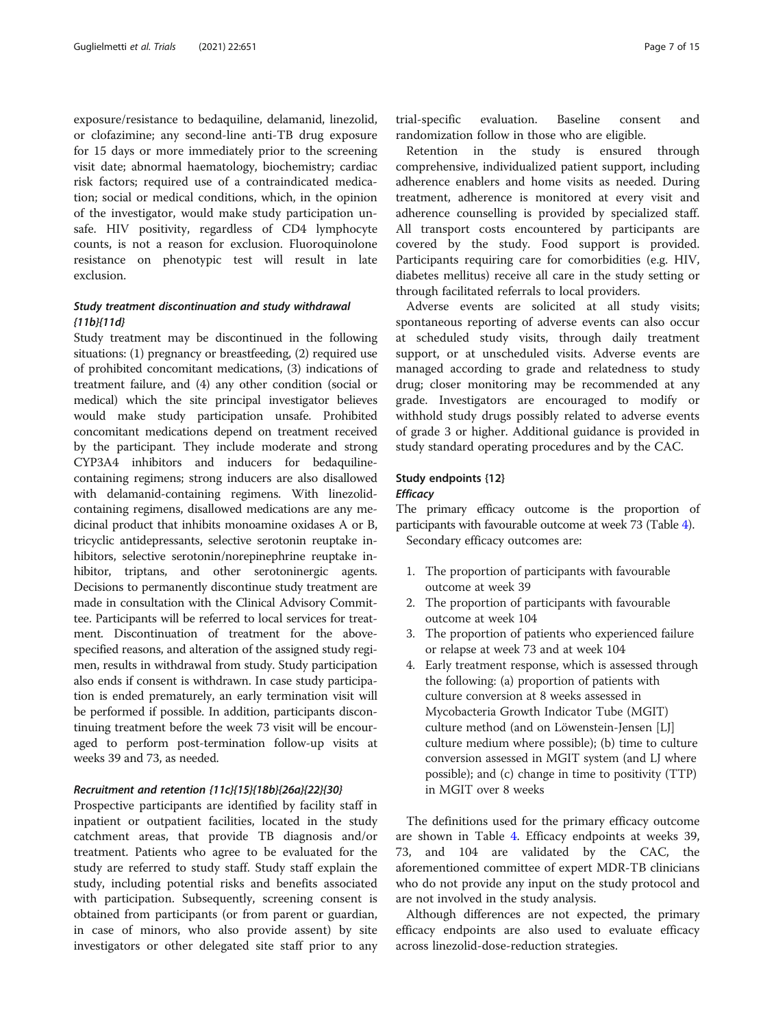exposure/resistance to bedaquiline, delamanid, linezolid, or clofazimine; any second-line anti-TB drug exposure for 15 days or more immediately prior to the screening visit date; abnormal haematology, biochemistry; cardiac risk factors; required use of a contraindicated medication; social or medical conditions, which, in the opinion of the investigator, would make study participation unsafe. HIV positivity, regardless of CD4 lymphocyte counts, is not a reason for exclusion. Fluoroquinolone resistance on phenotypic test will result in late exclusion.

### *Study treatment discontinuation and study withdrawal {11b}{11d}*

Study treatment may be discontinued in the following situations: (1) pregnancy or breastfeeding, (2) required use of prohibited concomitant medications, (3) indications of treatment failure, and (4) any other condition (social or medical) which the site principal investigator believes would make study participation unsafe. Prohibited concomitant medications depend on treatment received by the participant. They include moderate and strong CYP3A4 inhibitors and inducers for bedaquiline-containing regimens; strong inducers are also disallowed with delamanid-containing regimens. With linezolid-containing regimens, disallowed medications are any medicinal product that inhibits monoamine oxidases A or B, tricyclic antidepressants, selective serotonin reuptake inhibitors, selective serotonin/norepinephrine reuptake inhibitor, triptans, and other serotoninergic agents. Decisions to permanently discontinue study treatment are made in consultation with the Clinical Advisory Committee. Participants will be referred to local services for treatment. Discontinuation of treatment for the above-specified reasons, and alteration of the assigned study regimen, results in withdrawal from study. Study participation also ends if consent is withdrawn. In case study participation is ended prematurely, an early termination visit will be performed if possible. In addition, participants discontinuing treatment before the week 73 visit will be encouraged to perform post-termination follow-up visits at weeks 39 and 73, as needed.

### *Recruitment and retention {11c}{15}{18b}{26a}{22}{30}*

Prospective participants are identified by facility staff in inpatient or outpatient facilities, located in the study catchment areas, that provide TB diagnosis and/or treatment. Patients who agree to be evaluated for the study are referred to study staff. Study staff explain the study, including potential risks and benefits associated with participation. Subsequently, screening consent is obtained from participants (or from parent or guardian, in case of minors, who also provide assent) by site investigators or other delegated site staff prior to any trial-specific evaluation. Baseline consent and randomization follow in those who are eligible.

Retention in the study is ensured through comprehensive, individualized patient support, including adherence enablers and home visits as needed. During treatment, adherence is monitored at every visit and adherence counselling is provided by specialized staff. All transport costs encountered by participants are covered by the study. Food support is provided. Participants requiring care for comorbidities (e.g. HIV, diabetes mellitus) receive all care in the study setting or through facilitated referrals to local providers.

Adverse events are solicited at all study visits; spontaneous reporting of adverse events can also occur at scheduled study visits, through daily treatment support, or at unscheduled visits. Adverse events are managed according to grade and relatedness to study drug; closer monitoring may be recommended at any grade. Investigators are encouraged to modify or withhold study drugs possibly related to adverse events of grade 3 or higher. Additional guidance is provided in study standard operating procedures and by the CAC.

## Study endpoints {12}

### *Efficacy*

The primary efficacy outcome is the proportion of participants with favourable outcome at week 73 (Table 4).

Secondary efficacy outcomes are:

1. The proportion of participants with favourable outcome at week 39
2. The proportion of participants with favourable outcome at week 104
3. The proportion of patients who experienced failure or relapse at week 73 and at week 104
4. Early treatment response, which is assessed through the following: (a) proportion of patients with culture conversion at 8 weeks assessed in Mycobacteria Growth Indicator Tube (MGIT) culture method (and on Löwenstein-Jensen [LJ] culture medium where possible); (b) time to culture conversion assessed in MGIT system (and LJ where possible); and (c) change in time to positivity (TTP) in MGIT over 8 weeks

The definitions used for the primary efficacy outcome are shown in Table 4. Efficacy endpoints at weeks 39, 73, and 104 are validated by the CAC, the aforementioned committee of expert MDR-TB clinicians who do not provide any input on the study protocol and are not involved in the study analysis.

Although differences are not expected, the primary efficacy endpoints are also used to evaluate efficacy across linezolid-dose-reduction strategies.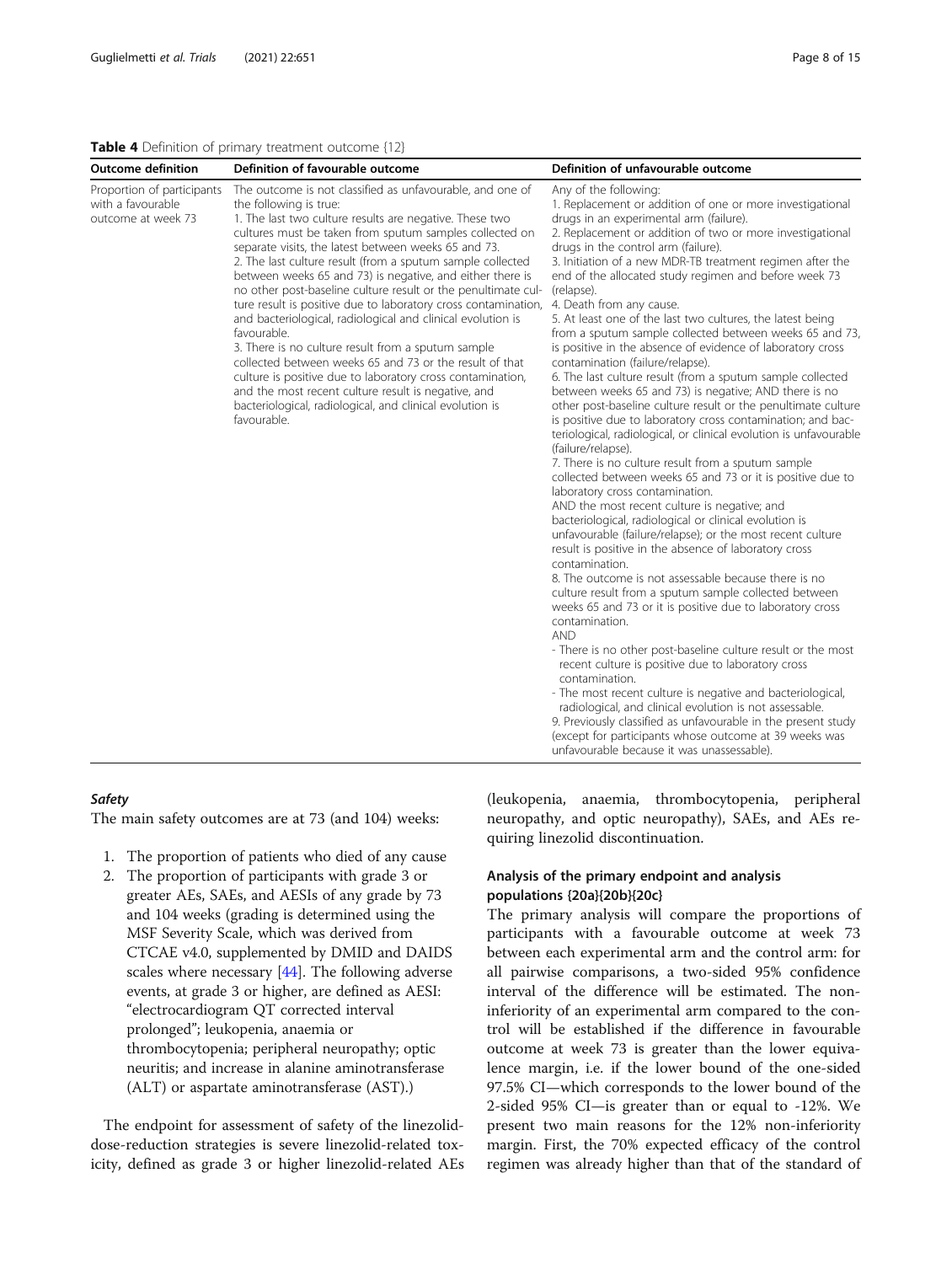**Table 4** Definition of primary treatment outcome {12}

| Outcome definition | Definition of favourable outcome | Definition of unfavourable outcome |
| --- | --- | --- |
| Proportion of participants with a favourable outcome at week 73 | The outcome is not classified as unfavourable, and one of the following is true:<br>1. The last two culture results are negative. These two cultures must be taken from sputum samples collected on separate visits, the latest between weeks 65 and 73.<br>2. The last culture result (from a sputum sample collected between weeks 65 and 73) is negative, and either there is no other post-baseline culture result or the penultimate culture result is positive due to laboratory cross contamination, and bacteriological, radiological and clinical evolution is favourable.<br>3. There is no culture result from a sputum sample collected between weeks 65 and 73 or the result of that culture is positive due to laboratory cross contamination, and the most recent culture result is negative, and bacteriological, radiological, and clinical evolution is favourable. | Any of the following:<br>1. Replacement or addition of one or more investigational drugs in an experimental arm (failure).<br>2. Replacement or addition of two or more investigational drugs in the control arm (failure).<br>3. Initiation of a new MDR-TB treatment regimen after the end of the allocated study regimen and before week 73 (relapse).<br>4. Death from any cause.<br>5. At least one of the last two cultures, the latest being from a sputum sample collected between weeks 65 and 73, is positive in the absence of evidence of laboratory cross contamination (failure/relapse).<br>6. The last culture result (from a sputum sample collected between weeks 65 and 73) is negative; AND there is no other post-baseline culture result or the penultimate culture is positive due to laboratory cross contamination; and bacteriological, radiological, or clinical evolution is unfavourable (failure/relapse).<br>7. There is no culture result from a sputum sample collected between weeks 65 and 73 or it is positive due to laboratory cross contamination.<br>AND the most recent culture is negative; and bacteriological, radiological or clinical evolution is unfavourable (failure/relapse); or the most recent culture result is positive in the absence of laboratory cross contamination.<br>8. The outcome is not assessable because there is no culture result from a sputum sample collected between weeks 65 and 73 or it is positive due to laboratory cross contamination.<br>AND<br>- There is no other post-baseline culture result or the most recent culture is positive due to laboratory cross contamination.<br>- The most recent culture is negative and bacteriological, radiological, and clinical evolution is not assessable.<br>9. Previously classified as unfavourable in the present study (except for participants whose outcome at 39 weeks was unfavourable because it was unassessable). |

#### *Safety*

The main safety outcomes are at 73 (and 104) weeks:

1. The proportion of patients who died of any cause
2. The proportion of participants with grade 3 or greater AEs, SAEs, and AESIs of any grade by 73 and 104 weeks (grading is determined using the MSF Severity Scale, which was derived from CTCAE v4.0, supplemented by DMID and DAIDS scales where necessary [44]. The following adverse events, at grade 3 or higher, are defined as AESI: "electrocardiogram QT corrected interval prolonged"; leukopenia, anaemia or thrombocytopenia; peripheral neuropathy; optic neuritis; and increase in alanine aminotransferase (ALT) or aspartate aminotransferase (AST).)

The endpoint for assessment of safety of the linezolid-dose-reduction strategies is severe linezolid-related toxicity, defined as grade 3 or higher linezolid-related AEs (leukopenia, anaemia, thrombocytopenia, peripheral neuropathy, and optic neuropathy), SAEs, and AEs requiring linezolid discontinuation.

### Analysis of the primary endpoint and analysis populations {20a}{20b}{20c}

The primary analysis will compare the proportions of participants with a favourable outcome at week 73 between each experimental arm and the control arm: for all pairwise comparisons, a two-sided 95% confidence interval of the difference will be estimated. The non-inferiority of an experimental arm compared to the control will be established if the difference in favourable outcome at week 73 is greater than the lower equivalence margin, i.e. if the lower bound of the one-sided 97.5% CI—which corresponds to the lower bound of the 2-sided 95% CI—is greater than or equal to -12%. We present two main reasons for the 12% non-inferiority margin. First, the 70% expected efficacy of the control regimen was already higher than that of the standard of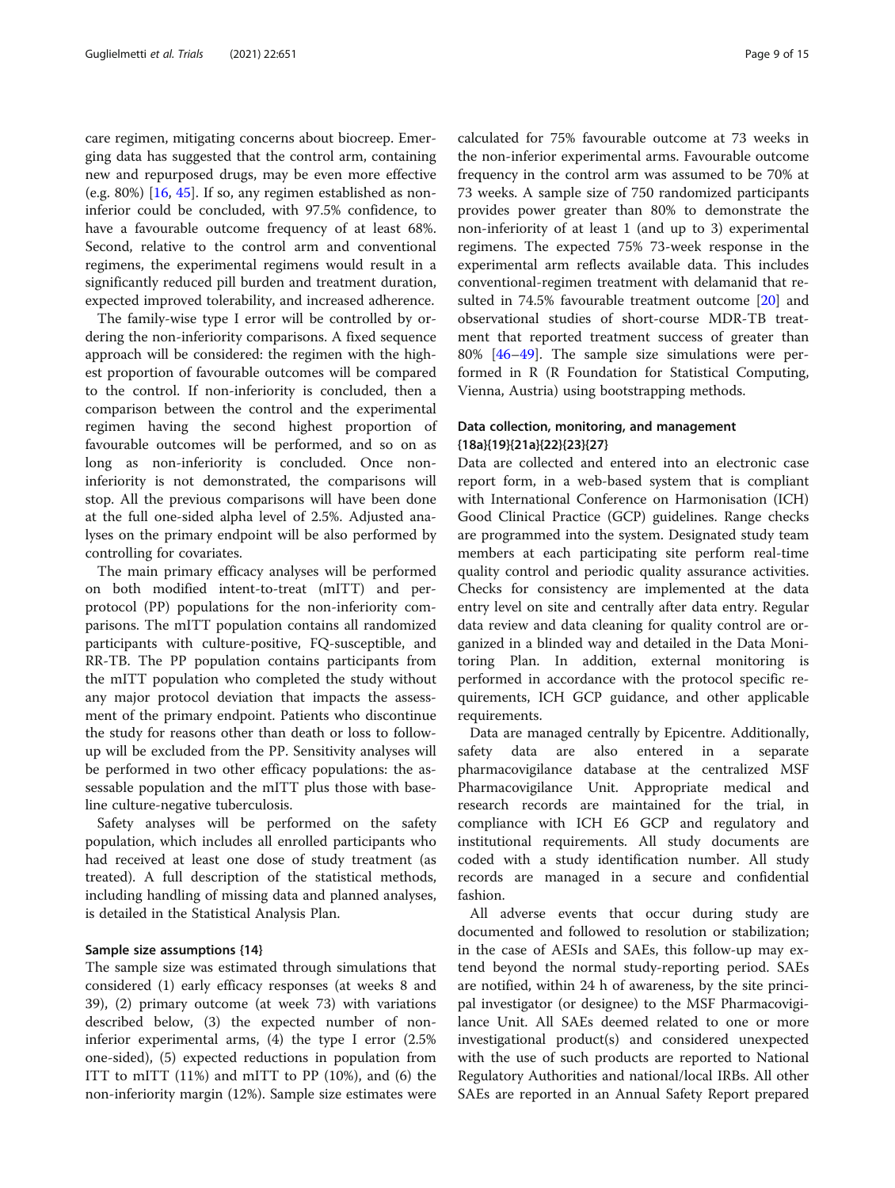care regimen, mitigating concerns about biocreep. Emerging data has suggested that the control arm, containing new and repurposed drugs, may be even more effective (e.g. 80%) [16, 45]. If so, any regimen established as non-inferior could be concluded, with 97.5% confidence, to have a favourable outcome frequency of at least 68%. Second, relative to the control arm and conventional regimens, the experimental regimens would result in a significantly reduced pill burden and treatment duration, expected improved tolerability, and increased adherence.

The family-wise type I error will be controlled by ordering the non-inferiority comparisons. A fixed sequence approach will be considered: the regimen with the highest proportion of favourable outcomes will be compared to the control. If non-inferiority is concluded, then a comparison between the control and the experimental regimen having the second highest proportion of favourable outcomes will be performed, and so on as long as non-inferiority is concluded. Once non-inferiority is not demonstrated, the comparisons will stop. All the previous comparisons will have been done at the full one-sided alpha level of 2.5%. Adjusted analyses on the primary endpoint will be also performed by controlling for covariates.

The main primary efficacy analyses will be performed on both modified intent-to-treat (mITT) and per-protocol (PP) populations for the non-inferiority comparisons. The mITT population contains all randomized participants with culture-positive, FQ-susceptible, and RR-TB. The PP population contains participants from the mITT population who completed the study without any major protocol deviation that impacts the assessment of the primary endpoint. Patients who discontinue the study for reasons other than death or loss to follow-up will be excluded from the PP. Sensitivity analyses will be performed in two other efficacy populations: the assessable population and the mITT plus those with baseline culture-negative tuberculosis.

Safety analyses will be performed on the safety population, which includes all enrolled participants who had received at least one dose of study treatment (as treated). A full description of the statistical methods, including handling of missing data and planned analyses, is detailed in the Statistical Analysis Plan.

#### Sample size assumptions {14}

The sample size was estimated through simulations that considered (1) early efficacy responses (at weeks 8 and 39), (2) primary outcome (at week 73) with variations described below, (3) the expected number of non-inferior experimental arms, (4) the type I error (2.5% one-sided), (5) expected reductions in population from ITT to mITT (11%) and mITT to PP (10%), and (6) the non-inferiority margin (12%). Sample size estimates were calculated for 75% favourable outcome at 73 weeks in the non-inferior experimental arms. Favourable outcome frequency in the control arm was assumed to be 70% at 73 weeks. A sample size of 750 randomized participants provides power greater than 80% to demonstrate the non-inferiority of at least 1 (and up to 3) experimental regimens. The expected 75% 73-week response in the experimental arm reflects available data. This includes conventional-regimen treatment with delamanid that resulted in 74.5% favourable treatment outcome [20] and observational studies of short-course MDR-TB treatment that reported treatment success of greater than 80% [46–49]. The sample size simulations were performed in R (R Foundation for Statistical Computing, Vienna, Austria) using bootstrapping methods.

### Data collection, monitoring, and management {18a}{19}{21a}{22}{23}{27}

Data are collected and entered into an electronic case report form, in a web-based system that is compliant with International Conference on Harmonisation (ICH) Good Clinical Practice (GCP) guidelines. Range checks are programmed into the system. Designated study team members at each participating site perform real-time quality control and periodic quality assurance activities. Checks for consistency are implemented at the data entry level on site and centrally after data entry. Regular data review and data cleaning for quality control are organized in a blinded way and detailed in the Data Monitoring Plan. In addition, external monitoring is performed in accordance with the protocol specific requirements, ICH GCP guidance, and other applicable requirements.

Data are managed centrally by Epicentre. Additionally, safety data are also entered in a separate pharmacovigilance database at the centralized MSF Pharmacovigilance Unit. Appropriate medical and research records are maintained for the trial, in compliance with ICH E6 GCP and regulatory and institutional requirements. All study documents are coded with a study identification number. All study records are managed in a secure and confidential fashion.

All adverse events that occur during study are documented and followed to resolution or stabilization; in the case of AESIs and SAEs, this follow-up may extend beyond the normal study-reporting period. SAEs are notified, within 24 h of awareness, by the site principal investigator (or designee) to the MSF Pharmacovigilance Unit. All SAEs deemed related to one or more investigational product(s) and considered unexpected with the use of such products are reported to National Regulatory Authorities and national/local IRBs. All other SAEs are reported in an Annual Safety Report prepared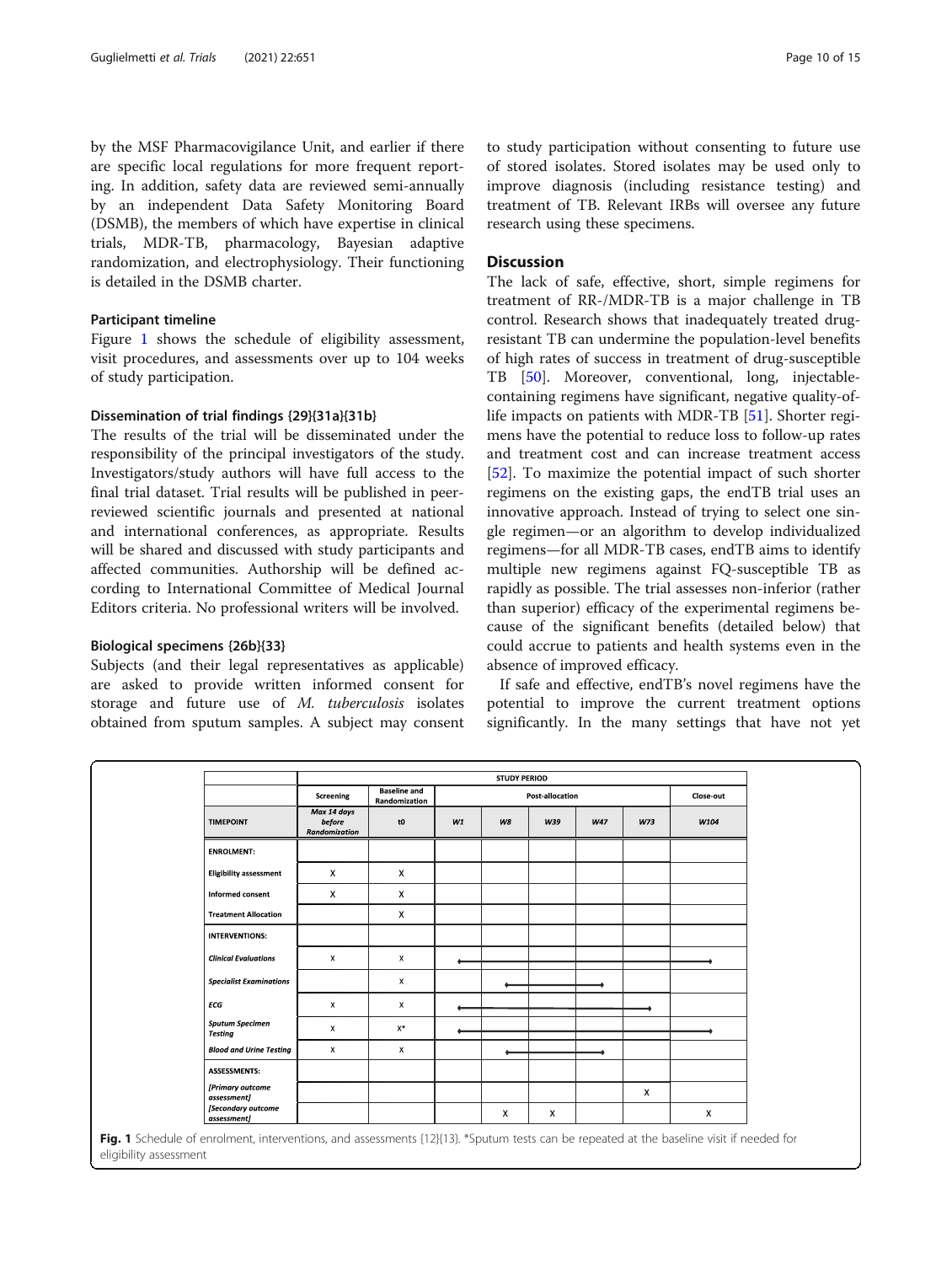by the MSF Pharmacovigilance Unit, and earlier if there are specific local regulations for more frequent reporting. In addition, safety data are reviewed semi-annually by an independent Data Safety Monitoring Board (DSMB), the members of which have expertise in clinical trials, MDR-TB, pharmacology, Bayesian adaptive randomization, and electrophysiology. Their functioning is detailed in the DSMB charter.

#### Participant timeline

Figure 1 shows the schedule of eligibility assessment, visit procedures, and assessments over up to 104 weeks of study participation.

#### Dissemination of trial findings {29}{31a}{31b}

The results of the trial will be disseminated under the responsibility of the principal investigators of the study. Investigators/study authors will have full access to the final trial dataset. Trial results will be published in peer-reviewed scientific journals and presented at national and international conferences, as appropriate. Results will be shared and discussed with study participants and affected communities. Authorship will be defined according to International Committee of Medical Journal Editors criteria. No professional writers will be involved.

#### Biological specimens {26b}{33}

Subjects (and their legal representatives as applicable) are asked to provide written informed consent for storage and future use of *M. tuberculosis* isolates obtained from sputum samples. A subject may consent to study participation without consenting to future use of stored isolates. Stored isolates may be used only to improve diagnosis (including resistance testing) and treatment of TB. Relevant IRBs will oversee any future research using these specimens.

## Discussion

The lack of safe, effective, short, simple regimens for treatment of RR-/MDR-TB is a major challenge in TB control. Research shows that inadequately treated drug-resistant TB can undermine the population-level benefits of high rates of success in treatment of drug-susceptible TB [50]. Moreover, conventional, long, injectable-containing regimens have significant, negative quality-of-life impacts on patients with MDR-TB [51]. Shorter regimens have the potential to reduce loss to follow-up rates and treatment cost and can increase treatment access [52]. To maximize the potential impact of such shorter regimens on the existing gaps, the endTB trial uses an innovative approach. Instead of trying to select one single regimen—or an algorithm to develop individualized regimens—for all MDR-TB cases, endTB aims to identify multiple new regimens against FQ-susceptible TB as rapidly as possible. The trial assesses non-inferior (rather than superior) efficacy of the experimental regimens because of the significant benefits (detailed below) that could accrue to patients and health systems even in the absence of improved efficacy.

If safe and effective, endTB's novel regimens have the potential to improve the current treatment options significantly. In the many settings that have not yet

| | STUDY PERIOD | | | | | | | |
|---|---|---|---|---|---|---|---|---|
| | Screening | Baseline and Randomization | Post-allocation | | | | | Close-out |
| TIMEPOINT | *Max 14 days before Randomization* | t0 | *W1* | *W8* | *W39* | *W47* | *W73* | *W104* |
| **ENROLMENT:** | | | | | | | | |
| **Eligibility assessment** | X | X | | | | | | |
| **Informed consent** | X | X | | | | | | |
| **Treatment Allocation** | | X | | | | | | |
| **INTERVENTIONS:** | | | | | | | | |
| ***Clinical Evaluations*** | X | X | ← | — | — | — | — | → |
| ***Specialist Examinations*** | | X | | ← | — | → | | |
| ***ECG*** | X | X | ← | — | — | — | → | |
| ***Sputum Specimen Testing*** | X | X* | ← | — | — | — | — | → |
| ***Blood and Urine Testing*** | X | X | | ← | — | → | | |
| **ASSESSMENTS:** | | | | | | | | |
| ***[Primary outcome assessment]*** | | | | | | | X | |
| ***[Secondary outcome assessment]*** | | | | X | X | | | X |

**Fig. 1** Schedule of enrolment, interventions, and assessments {12}{13}. *Sputum tests can be repeated at the baseline visit if needed for eligibility assessment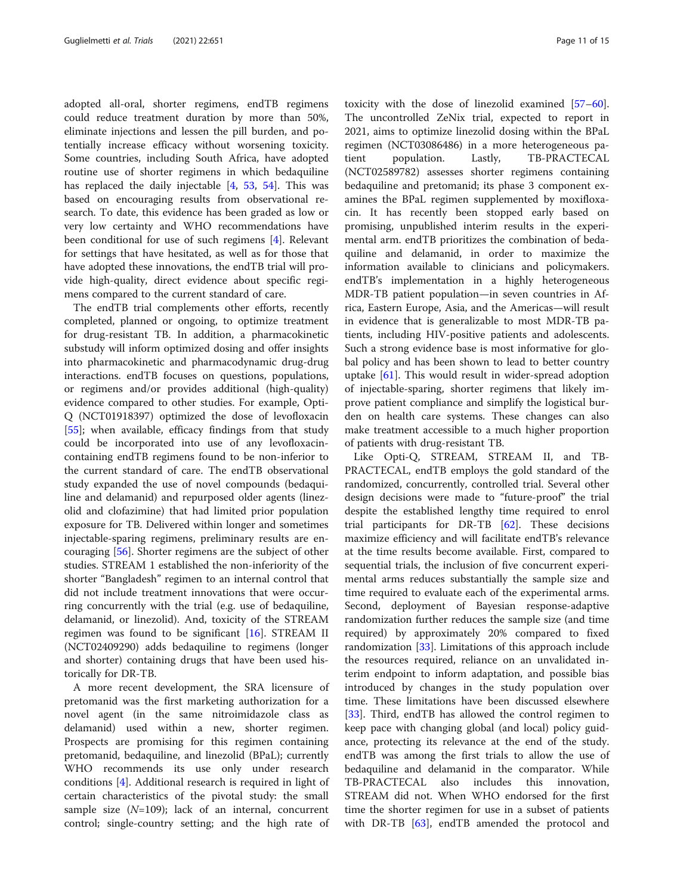adopted all-oral, shorter regimens, endTB regimens could reduce treatment duration by more than 50%, eliminate injections and lessen the pill burden, and potentially increase efficacy without worsening toxicity. Some countries, including South Africa, have adopted routine use of shorter regimens in which bedaquiline has replaced the daily injectable [4, 53, 54]. This was based on encouraging results from observational research. To date, this evidence has been graded as low or very low certainty and WHO recommendations have been conditional for use of such regimens [4]. Relevant for settings that have hesitated, as well as for those that have adopted these innovations, the endTB trial will provide high-quality, direct evidence about specific regimens compared to the current standard of care.

The endTB trial complements other efforts, recently completed, planned or ongoing, to optimize treatment for drug-resistant TB. In addition, a pharmacokinetic substudy will inform optimized dosing and offer insights into pharmacokinetic and pharmacodynamic drug-drug interactions. endTB focuses on questions, populations, or regimens and/or provides additional (high-quality) evidence compared to other studies. For example, Opti-Q (NCT01918397) optimized the dose of levofloxacin [55]; when available, efficacy findings from that study could be incorporated into use of any levofloxacin-containing endTB regimens found to be non-inferior to the current standard of care. The endTB observational study expanded the use of novel compounds (bedaquiline and delamanid) and repurposed older agents (linezolid and clofazimine) that had limited prior population exposure for TB. Delivered within longer and sometimes injectable-sparing regimens, preliminary results are encouraging [56]. Shorter regimens are the subject of other studies. STREAM 1 established the non-inferiority of the shorter "Bangladesh" regimen to an internal control that did not include treatment innovations that were occurring concurrently with the trial (e.g. use of bedaquiline, delamanid, or linezolid). And, toxicity of the STREAM regimen was found to be significant [16]. STREAM II (NCT02409290) adds bedaquiline to regimens (longer and shorter) containing drugs that have been used historically for DR-TB.

A more recent development, the SRA licensure of pretomanid was the first marketing authorization for a novel agent (in the same nitroimidazole class as delamanid) used within a new, shorter regimen. Prospects are promising for this regimen containing pretomanid, bedaquiline, and linezolid (BPaL); currently WHO recommends its use only under research conditions [4]. Additional research is required in light of certain characteristics of the pivotal study: the small sample size ($N$=109); lack of an internal, concurrent control; single-country setting; and the high rate of toxicity with the dose of linezolid examined [57–60]. The uncontrolled ZeNix trial, expected to report in 2021, aims to optimize linezolid dosing within the BPaL regimen (NCT03086486) in a more heterogeneous patient population. Lastly, TB-PRACTECAL (NCT02589782) assesses shorter regimens containing bedaquiline and pretomanid; its phase 3 component examines the BPaL regimen supplemented by moxifloxacin. It has recently been stopped early based on promising, unpublished interim results in the experimental arm. endTB prioritizes the combination of bedaquiline and delamanid, in order to maximize the information available to clinicians and policymakers. endTB's implementation in a highly heterogeneous MDR-TB patient population—in seven countries in Africa, Eastern Europe, Asia, and the Americas—will result in evidence that is generalizable to most MDR-TB patients, including HIV-positive patients and adolescents. Such a strong evidence base is most informative for global policy and has been shown to lead to better country uptake [61]. This would result in wider-spread adoption of injectable-sparing, shorter regimens that likely improve patient compliance and simplify the logistical burden on health care systems. These changes can also make treatment accessible to a much higher proportion of patients with drug-resistant TB.

Like Opti-Q, STREAM, STREAM II, and TB-PRACTECAL, endTB employs the gold standard of the randomized, concurrently, controlled trial. Several other design decisions were made to "future-proof" the trial despite the established lengthy time required to enrol trial participants for DR-TB [62]. These decisions maximize efficiency and will facilitate endTB's relevance at the time results become available. First, compared to sequential trials, the inclusion of five concurrent experimental arms reduces substantially the sample size and time required to evaluate each of the experimental arms. Second, deployment of Bayesian response-adaptive randomization further reduces the sample size (and time required) by approximately 20% compared to fixed randomization [33]. Limitations of this approach include the resources required, reliance on an unvalidated interim endpoint to inform adaptation, and possible bias introduced by changes in the study population over time. These limitations have been discussed elsewhere [33]. Third, endTB has allowed the control regimen to keep pace with changing global (and local) policy guidance, protecting its relevance at the end of the study. endTB was among the first trials to allow the use of bedaquiline and delamanid in the comparator. While TB-PRACTECAL also includes this innovation, STREAM did not. When WHO endorsed for the first time the shorter regimen for use in a subset of patients with DR-TB [63], endTB amended the protocol and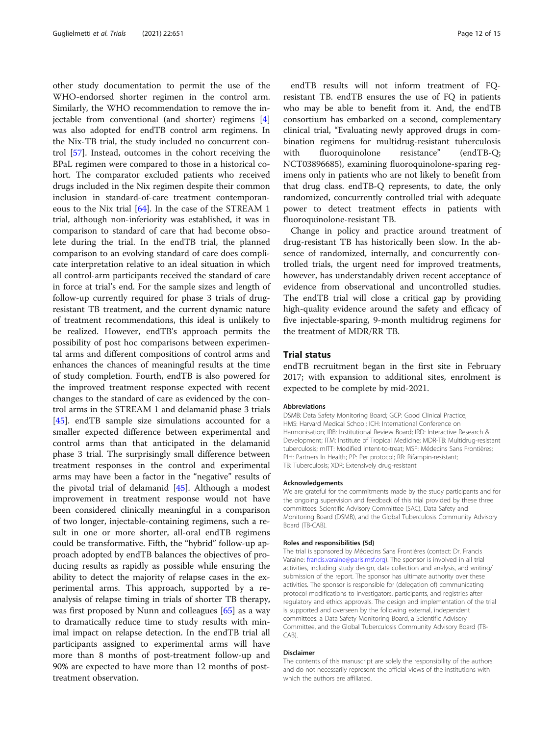other study documentation to permit the use of the WHO-endorsed shorter regimen in the control arm. Similarly, the WHO recommendation to remove the injectable from conventional (and shorter) regimens [4] was also adopted for endTB control arm regimens. In the Nix-TB trial, the study included no concurrent control [57]. Instead, outcomes in the cohort receiving the BPaL regimen were compared to those in a historical cohort. The comparator excluded patients who received drugs included in the Nix regimen despite their common inclusion in standard-of-care treatment contemporaneous to the Nix trial [64]. In the case of the STREAM 1 trial, although non-inferiority was established, it was in comparison to standard of care that had become obsolete during the trial. In the endTB trial, the planned comparison to an evolving standard of care does complicate interpretation relative to an ideal situation in which all control-arm participants received the standard of care in force at trial's end. For the sample sizes and length of follow-up currently required for phase 3 trials of drug-resistant TB treatment, and the current dynamic nature of treatment recommendations, this ideal is unlikely to be realized. However, endTB's approach permits the possibility of post hoc comparisons between experimental arms and different compositions of control arms and enhances the chances of meaningful results at the time of study completion. Fourth, endTB is also powered for the improved treatment response expected with recent changes to the standard of care as evidenced by the control arms in the STREAM 1 and delamanid phase 3 trials [45]. endTB sample size simulations accounted for a smaller expected difference between experimental and control arms than that anticipated in the delamanid phase 3 trial. The surprisingly small difference between treatment responses in the control and experimental arms may have been a factor in the "negative" results of the pivotal trial of delamanid [45]. Although a modest improvement in treatment response would not have been considered clinically meaningful in a comparison of two longer, injectable-containing regimens, such a result in one or more shorter, all-oral endTB regimens could be transformative. Fifth, the "hybrid" follow-up approach adopted by endTB balances the objectives of producing results as rapidly as possible while ensuring the ability to detect the majority of relapse cases in the experimental arms. This approach, supported by a reanalysis of relapse timing in trials of shorter TB therapy, was first proposed by Nunn and colleagues [65] as a way to dramatically reduce time to study results with minimal impact on relapse detection. In the endTB trial all participants assigned to experimental arms will have more than 8 months of post-treatment follow-up and 90% are expected to have more than 12 months of post-treatment observation.

endTB results will not inform treatment of FQ-resistant TB. endTB ensures the use of FQ in patients who may be able to benefit from it. And, the endTB consortium has embarked on a second, complementary clinical trial, "Evaluating newly approved drugs in combination regimens for multidrug-resistant tuberculosis with fluoroquinolone resistance" (endTB-Q; NCT03896685), examining fluoroquinolone-sparing regimens only in patients who are not likely to benefit from that drug class. endTB-Q represents, to date, the only randomized, concurrently controlled trial with adequate power to detect treatment effects in patients with fluoroquinolone-resistant TB.

Change in policy and practice around treatment of drug-resistant TB has historically been slow. In the absence of randomized, internally, and concurrently controlled trials, the urgent need for improved treatments, however, has understandably driven recent acceptance of evidence from observational and uncontrolled studies. The endTB trial will close a critical gap by providing high-quality evidence around the safety and efficacy of five injectable-sparing, 9-month multidrug regimens for the treatment of MDR/RR TB.

## Trial status

endTB recruitment began in the first site in February 2017; with expansion to additional sites, enrolment is expected to be complete by mid-2021.

#### Abbreviations

DSMB: Data Safety Monitoring Board; GCP: Good Clinical Practice; HMS: Harvard Medical School; ICH: International Conference on Harmonisation; IRB: Institutional Review Board; IRD: Interactive Research & Development; ITM: Institute of Tropical Medicine; MDR-TB: Multidrug-resistant tuberculosis; mITT: Modified intent-to-treat; MSF: Médecins Sans Frontières; PIH: Partners In Health; PP: Per protocol; RR: Rifampin-resistant; TB: Tuberculosis; XDR: Extensively drug-resistant

#### Acknowledgements

We are grateful for the commitments made by the study participants and for the ongoing supervision and feedback of this trial provided by these three committees: Scientific Advisory Committee (SAC), Data Safety and Monitoring Board (DSMB), and the Global Tuberculosis Community Advisory Board (TB-CAB).

#### Roles and responsibilities {5d}

The trial is sponsored by Médecins Sans Frontières (contact: Dr. Francis Varaine: francis.varaine@paris.msf.org). The sponsor is involved in all trial activities, including study design, data collection and analysis, and writing/submission of the report. The sponsor has ultimate authority over these activities. The sponsor is responsible for (delegation of) communicating protocol modifications to investigators, participants, and registries after regulatory and ethics approvals. The design and implementation of the trial is supported and overseen by the following external, independent committees: a Data Safety Monitoring Board, a Scientific Advisory Committee, and the Global Tuberculosis Community Advisory Board (TB-CAB).

#### Disclaimer

The contents of this manuscript are solely the responsibility of the authors and do not necessarily represent the official views of the institutions with which the authors are affiliated.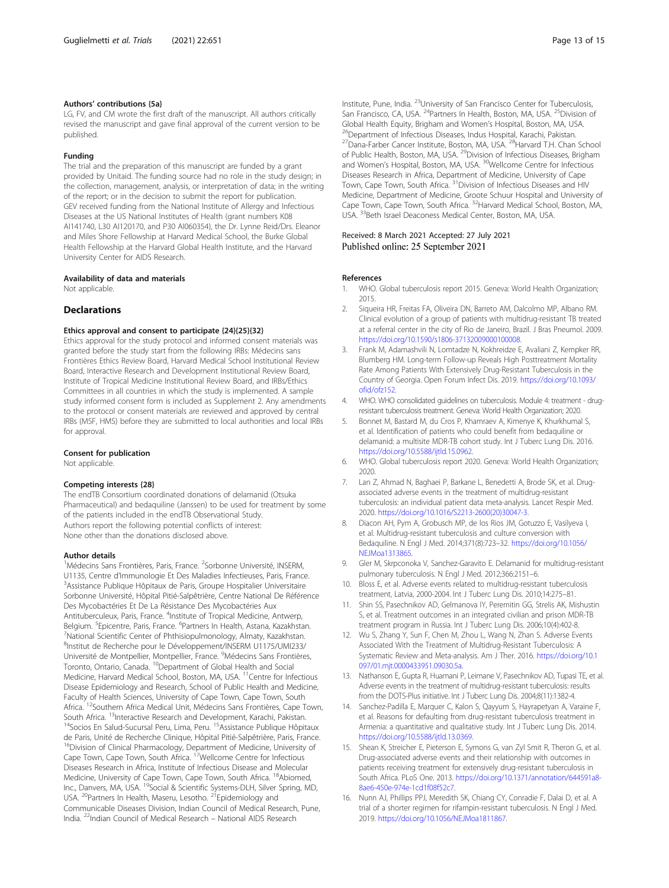### Authors' contributions {5a}

LG, FV, and CM wrote the first draft of the manuscript. All authors critically revised the manuscript and gave final approval of the current version to be published.

### Funding

The trial and the preparation of this manuscript are funded by a grant provided by Unitaid. The funding source had no role in the study design; in the collection, management, analysis, or interpretation of data; in the writing of the report; or in the decision to submit the report for publication. GEV received funding from the National Institute of Allergy and Infectious Diseases at the US National Institutes of Health (grant numbers K08 AI141740, L30 AI120170, and P30 AI060354), the Dr. Lynne Reid/Drs. Eleanor and Miles Shore Fellowship at Harvard Medical School, the Burke Global Health Fellowship at the Harvard Global Health Institute, and the Harvard University Center for AIDS Research.

### Availability of data and materials

Not applicable.

## Declarations

### Ethics approval and consent to participate {24}{25}{32}

Ethics approval for the study protocol and informed consent materials was granted before the study start from the following IRBs: Médecins sans Frontières Ethics Review Board, Harvard Medical School Institutional Review Board, Interactive Research and Development Institutional Review Board, Institute of Tropical Medicine Institutional Review Board, and IRBs/Ethics Committees in all countries in which the study is implemented. A sample study informed consent form is included as Supplement 2. Any amendments to the protocol or consent materials are reviewed and approved by central IRBs (MSF, HMS) before they are submitted to local authorities and local IRBs for approval.

### Consent for publication

Not applicable.

### Competing interests {28}

The endTB Consortium coordinated donations of delamanid (Otsuka Pharmaceutical) and bedaquiline (Janssen) to be used for treatment by some of the patients included in the endTB Observational Study.
Authors report the following potential conflicts of interest:
None other than the donations disclosed above.

### Author details

[1]Médecins Sans Frontières, Paris, France. [2]Sorbonne Université, INSERM, U1135, Centre d'Immunologie Et Des Maladies Infectieuses, Paris, France. [3]Assistance Publique Hôpitaux de Paris, Groupe Hospitalier Universitaire Sorbonne Université, Hôpital Pitié-Salpêtrière, Centre National De Référence Des Mycobactéries Et De La Résistance Des Mycobactéries Aux Antituberculeux, Paris, France. [4]Institute of Tropical Medicine, Antwerp, Belgium. [5]Epicentre, Paris, France. [6]Partners In Health, Astana, Kazakhstan. [7]National Scientific Center of Phthisiopulmonology, Almaty, Kazakhstan. [8]Institut de Recherche pour le Développement/INSERM U1175/UMI233/ Université de Montpellier, Montpellier, France. [9]Médecins Sans Frontières, Toronto, Ontario, Canada. [10]Department of Global Health and Social Medicine, Harvard Medical School, Boston, MA, USA. [11]Centre for Infectious Disease Epidemiology and Research, School of Public Health and Medicine, Faculty of Health Sciences, University of Cape Town, Cape Town, South Africa. [12]Southern Africa Medical Unit, Médecins Sans Frontières, Cape Town, South Africa. [13]Interactive Research and Development, Karachi, Pakistan. [14]Socios En Salud-Sucursal Peru, Lima, Peru. [15]Assistance Publique Hôpitaux de Paris, Unité de Recherche Clinique, Hôpital Pitié-Salpêtrière, Paris, France. [16]Division of Clinical Pharmacology, Department of Medicine, University of Cape Town, Cape Town, South Africa. [17]Wellcome Centre for Infectious Diseases Research in Africa, Institute of Infectious Disease and Molecular Medicine, University of Cape Town, Cape Town, South Africa. [18]Abiomed, Inc., Danvers, MA, USA. [19]Social & Scientific Systems-DLH, Silver Spring, MD, USA. [20]Partners In Health, Maseru, Lesotho. [21]Epidemiology and Communicable Diseases Division, Indian Council of Medical Research, Pune, India. [22]Indian Council of Medical Research – National AIDS Research Institute, Pune, India. [23]University of San Francisco Center for Tuberculosis, San Francisco, CA, USA. [24]Partners In Health, Boston, MA, USA. [25]Division of Global Health Equity, Brigham and Women's Hospital, Boston, MA, USA. [26]Department of Infectious Diseases, Indus Hospital, Karachi, Pakistan. [27]Dana-Farber Cancer Institute, Boston, MA, USA. [28]Harvard T.H. Chan School of Public Health, Boston, MA, USA. [29]Division of Infectious Diseases, Brigham and Women's Hospital, Boston, MA, USA. [30]Wellcome Centre for Infectious Diseases Research in Africa, Department of Medicine, University of Cape Town, Cape Town, South Africa. [31]Division of Infectious Diseases and HIV Medicine, Department of Medicine, Groote Schuur Hospital and University of Cape Town, Cape Town, South Africa. [32]Harvard Medical School, Boston, MA, USA. [33]Beth Israel Deaconess Medical Center, Boston, MA, USA.

Received: 8 March 2021 Accepted: 27 July 2021
Published online: 25 September 2021

### References

1. WHO. Global tuberculosis report 2015. Geneva: World Health Organization; 2015.
2. Siqueira HR, Freitas FA, Oliveira DN, Barreto AM, Dalcolmo MP, Albano RM. Clinical evolution of a group of patients with multidrug-resistant TB treated at a referral center in the city of Rio de Janeiro, Brazil. J Bras Pneumol. 2009. https://doi.org/10.1590/s1806-37132009000100008.
3. Frank M, Adamashvili N, Lomtadze N, Kokhreidze E, Avaliani Z, Kempker RR, Blumberg HM. Long-term Follow-up Reveals High Posttreatment Mortality Rate Among Patients With Extensively Drug-Resistant Tuberculosis in the Country of Georgia. Open Forum Infect Dis. 2019. https://doi.org/10.1093/ofid/ofz152.
4. WHO. WHO consolidated guidelines on tuberculosis. Module 4: treatment - drug-resistant tuberculosis treatment. Geneva: World Health Organization; 2020.
5. Bonnet M, Bastard M, du Cros P, Khamraev A, Kimenye K, Khurkhumal S, et al. Identification of patients who could benefit from bedaquiline or delamanid: a multisite MDR-TB cohort study. Int J Tuberc Lung Dis. 2016. https://doi.org/10.5588/ijtld.15.0962.
6. WHO. Global tuberculosis report 2020. Geneva: World Health Organization; 2020.
7. Lan Z, Ahmad N, Baghaei P, Barkane L, Benedetti A, Brode SK, et al. Drug-associated adverse events in the treatment of multidrug-resistant tuberculosis: an individual patient data meta-analysis. Lancet Respir Med. 2020. https://doi.org/10.1016/S2213-2600(20)30047-3.
8. Diacon AH, Pym A, Grobusch MP, de los Rios JM, Gotuzzo E, Vasilyeva I, et al. Multidrug-resistant tuberculosis and culture conversion with Bedaquiline. N Engl J Med. 2014;371(8):723–32. https://doi.org/10.1056/NEJMoa1313865.
9. Gler M, Skrpconoka V, Sanchez-Garavito E. Delamanid for multidrug-resistant pulmonary tuberculosis. N Engl J Med. 2012;366:2151–6.
10. Bloss E, et al. Adverse events related to multidrug-resistant tuberculosis treatment, Latvia, 2000-2004. Int J Tuberc Lung Dis. 2010;14:275–81.
11. Shin SS, Pasechnikov AD, Gelmanova IY, Peremitin GG, Strelis AK, Mishustin S, et al. Treatment outcomes in an integrated civilian and prison MDR-TB treatment program in Russia. Int J Tuberc Lung Dis. 2006;10(4):402-8.
12. Wu S, Zhang Y, Sun F, Chen M, Zhou L, Wang N, Zhan S. Adverse Events Associated With the Treatment of Multidrug-Resistant Tuberculosis: A Systematic Review and Meta-analysis. Am J Ther. 2016. https://doi.org/10.1097/01.mjt.0000433951.09030.5a.
13. Nathanson E, Gupta R, Huamani P, Leimane V, Pasechnikov AD, Tupasi TE, et al. Adverse events in the treatment of multidrug-resistant tuberculosis: results from the DOTS-Plus initiative. Int J Tuberc Lung Dis. 2004;8(11):1382-4.
14. Sanchez-Padilla E, Marquer C, Kalon S, Qayyum S, Hayrapetyan A, Varaine F, et al. Reasons for defaulting from drug-resistant tuberculosis treatment in Armenia: a quantitative and qualitative study. Int J Tuberc Lung Dis. 2014. https://doi.org/10.5588/ijtld.13.0369.
15. Shean K, Streicher E, Pieterson E, Symons G, van Zyl Smit R, Theron G, et al. Drug-associated adverse events and their relationship with outcomes in patients receiving treatment for extensively drug-resistant tuberculosis in South Africa. PLoS One. 2013. https://doi.org/10.1371/annotation/644591a8-8ae6-450e-974e-1cd1f08f52c7.
16. Nunn AJ, Phillips PPJ, Meredith SK, Chiang CY, Conradie F, Dalai D, et al. A trial of a shorter regimen for rifampin-resistant tuberculosis. N Engl J Med. 2019. https://doi.org/10.1056/NEJMoa1811867.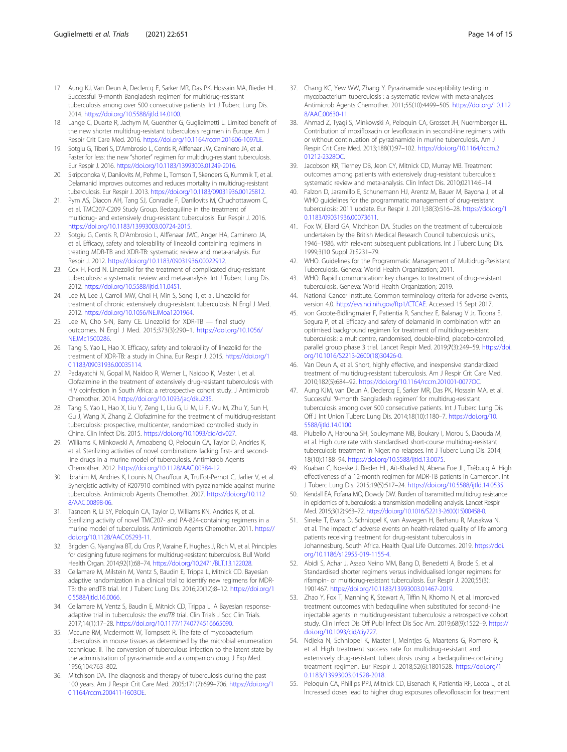17. Aung KJ, Van Deun A, Declercq E, Sarker MR, Das PK, Hossain MA, Rieder HL. Successful '9-month Bangladesh regimen' for multidrug-resistant tuberculosis among over 500 consecutive patients. Int J Tuberc Lung Dis. 2014. https://doi.org/10.5588/ijtld.14.0100.
18. Lange C, Duarte R, Jachym M, Guenther G, Guglielmetti L. Limited benefit of the new shorter multidrug-resistant tuberculosis regimen in Europe. Am J Respir Crit Care Med. 2016. https://doi.org/10.1164/rccm.201606-1097LE.
19. Sotgiu G, Tiberi S, D'Ambrosio L, Centis R, Alffenaar JW, Caminero JA, et al. Faster for less: the new "shorter" regimen for multidrug-resistant tuberculosis. Eur Respir J. 2016. https://doi.org/10.1183/13993003.01249-2016.
20. Skripconoka V, Danilovits M, Pehme L, Tomson T, Skenders G, Kummik T, et al. Delamanid improves outcomes and reduces mortality in multidrug-resistant tuberculosis. Eur Respir J. 2013. https://doi.org/10.1183/09031936.00125812.
21. Pym AS, Diacon AH, Tang SJ, Conradie F, Danilovits M, Chuchottaworn C, et al. TMC207-C209 Study Group. Bedaquiline in the treatment of multidrug- and extensively drug-resistant tuberculosis. Eur Respir J. 2016. https://doi.org/10.1183/13993003.00724-2015.
22. Sotgiu G, Centis R, D'Ambrosio L, Alffenaar JWC, Anger HA, Caminero JA, et al. Efficacy, safety and tolerability of linezolid containing regimens in treating MDR-TB and XDR-TB: systematic review and meta-analysis. Eur Respir J. 2012. https://doi.org/10.1183/09031936.00022912.
23. Cox H, Ford N. Linezolid for the treatment of complicated drug-resistant tuberculosis: a systematic review and meta-analysis. Int J Tuberc Lung Dis. 2012. https://doi.org/10.5588/ijtld.11.0451.
24. Lee M, Lee J, Carroll MW, Choi H, Min S, Song T, et al. Linezolid for treatment of chronic extensively drug-resistant tuberculosis. N Engl J Med. 2012. https://doi.org/10.1056/NEJMoa1201964.
25. Lee M, Cho S-N, Barry CE. Linezolid for XDR-TB — final study outcomes. N Engl J Med. 2015;373(3):290–1. https://doi.org/10.1056/NEJMc1500286.
26. Tang S, Yao L, Hao X. Efficacy, safety and tolerability of linezolid for the treatment of XDR-TB: a study in China. Eur Respir J. 2015. https://doi.org/10.1183/09031936.00035114.
27. Padayatchi N, Gopal M, Naidoo R, Werner L, Naidoo K, Master I, et al. Clofazimine in the treatment of extensively drug-resistant tuberculosis with HIV coinfection in South Africa: a retrospective cohort study. J Antimicrob Chemother. 2014. https://doi.org/10.1093/jac/dku235.
28. Tang S, Yao L, Hao X, Liu Y, Zeng L, Liu G, Li M, Li F, Wu M, Zhu Y, Sun H, Gu J, Wang X, Zhang Z. Clofazimine for the treatment of multidrug-resistant tuberculosis: prospective, multicenter, randomized controlled study in China. Clin Infect Dis. 2015. https://doi.org/10.1093/cid/civ027.
29. Williams K, Minkowski A, Amoabeng O, Peloquin CA, Taylor D, Andries K, et al. Sterilizing activities of novel combinations lacking first- and second-line drugs in a murine model of tuberculosis. Antimicrob Agents Chemother. 2012. https://doi.org/10.1128/AAC.00384-12.
30. Ibrahim M, Andries K, Lounis N, Chauffour A, Truffot-Pernot C, Jarlier V, et al. Synergistic activity of R207910 combined with pyrazinamide against murine tuberculosis. Antimicrob Agents Chemother. 2007. https://doi.org/10.1128/AAC.00898-06.
31. Tasneen R, Li SY, Peloquin CA, Taylor D, Williams KN, Andries K, et al. Sterilizing activity of novel TMC207- and PA-824-containing regimens in a murine model of tuberculosis. Antimicrob Agents Chemother. 2011. https://doi.org/10.1128/AAC.05293-11.
32. Brigden G, Nyang'wa BT, du Cros P, Varaine F, Hughes J, Rich M, et al. Principles for designing future regimens for multidrug-resistant tuberculosis. Bull World Health Organ. 2014;92(1):68–74. https://doi.org/10.2471/BLT.13.122028.
33. Cellamare M, Milstein M, Ventz S, Baudin E, Trippa L, Mitnick CD. Bayesian adaptive randomization in a clinical trial to identify new regimens for MDR-TB: the endTB trial. Int J Tuberc Lung Dis. 2016;20(12):8–12. https://doi.org/10.5588/ijtld.16.0066.
34. Cellamare M, Ventz S, Baudin E, Mitnick CD, Trippa L. A Bayesian response-adaptive trial in tuberculosis: the *endTB* trial. Clin Trials J Soc Clin Trials. 2017;14(1):17–28. https://doi.org/10.1177/1740774516665090.
35. Mccune RM, Mcdermott W, Tompsett R. The fate of mycobacterium tuberculosis in mouse tissues as determined by the microbial enumeration technique. II. The conversion of tuberculous infection to the latent state by the administration of pyrazinamide and a companion drug. J Exp Med. 1956;104:763–802.
36. Mitchison DA. The diagnosis and therapy of tuberculosis during the past 100 years. Am J Respir Crit Care Med. 2005;171(7):699–706. https://doi.org/10.1164/rccm.200411-1603OE.
37. Chang KC, Yew WW, Zhang Y. Pyrazinamide susceptibility testing in mycobacterium tuberculosis : a systematic review with meta-analyses. Antimicrob Agents Chemother. 2011;55(10):4499–505. https://doi.org/10.1128/AAC.00630-11.
38. Ahmad Z, Tyagi S, Minkowski A, Peloquin CA, Grosset JH, Nuermberger EL. Contribution of moxifloxacin or levofloxacin in second-line regimens with or without continuation of pyrazinamide in murine tuberculosis. Am J Respir Crit Care Med. 2013;188(1):97–102. https://doi.org/10.1164/rccm.201212-2328OC.
39. Jacobson KR, Tierney DB, Jeon CY, Mitnick CD, Murray MB. Treatment outcomes among patients with extensively drug-resistant tuberculosis: systematic review and meta-analysis. Clin Infect Dis. 2010;02114:6–14.
40. Falzon D, Jaramillo E, Schunemann HJ, Arentz M, Bauer M, Bayona J, et al. WHO guidelines for the programmatic management of drug-resistant tuberculosis: 2011 update. Eur Respir J. 2011;38(3):516–28. https://doi.org/10.1183/09031936.00073611.
41. Fox W, Ellard GA, Mitchison DA. Studies on the treatment of tuberculosis undertaken by the British Medical Research Council tuberculosis units, 1946–1986, with relevant subsequent publications. Int J Tuberc Lung Dis. 1999;3(10 Suppl 2):S231–79.
42. WHO. Guidelines for the Programmatic Management of Multidrug-Resistant Tuberculosis. Geneva: World Health Organization; 2011.
43. WHO. Rapid communication: key changes to treatment of drug-resistant tuberculosis. Geneva: World Health Organization; 2019.
44. National Cancer Institute. Common terminology criteria for adverse events, version 4.0. http://evs.nci.nih.gov/ftp1/CTCAE. Accessed 15 Sept 2017.
45. von Groote-Bidlingmaier F, Patientia R, Sanchez E, Balanag V Jr, Ticona E, Segura P, et al. Efficacy and safety of delamanid in combination with an optimised background regimen for treatment of multidrug-resistant tuberculosis: a multicentre, randomised, double-blind, placebo-controlled, parallel group phase 3 trial. Lancet Respir Med. 2019;**7**(3):249–59. https://doi.org/10.1016/S2213-2600(18)30426-0.
46. Van Deun A, et al. Short, highly effective, and inexpensive standardized treatment of multidrug-resistant tuberculosis. Am J Respir Crit Care Med. 2010;182(5):684–92. https://doi.org/10.1164/rccm.201001-0077OC.
47. Aung KJM, van Deun A, Declercq E, Sarker MR, Das PK, Hossain MA, et al. Successful '9-month Bangladesh regimen' for multidrug-resistant tuberculosis among over 500 consecutive patients. Int J Tuberc Lung Dis Off J Int Union Tuberc Lung Dis. 2014;18(10):1180–7. https://doi.org/10.5588/ijtld.14.0100.
48. Piubello A, Harouna SH, Souleymane MB, Boukary I, Morou S, Daouda M, et al. High cure rate with standardised short-course multidrug-resistant tuberculosis treatment in Niger: no relapses. Int J Tuberc Lung Dis. 2014;18(10):1188–94. https://doi.org/10.5588/ijtld.13.0075.
49. Kuaban C, Noeske J, Rieder HL, Aït-Khaled N, Abena Foe JL, Trébucq A. High effectiveness of a 12-month regimen for MDR-TB patients in Cameroon. Int J Tuberc Lung Dis. 2015;19(5):517–24. https://doi.org/10.5588/ijtld.14.0535.
50. Kendall EA, Fofana MO, Dowdy DW. Burden of transmitted multidrug resistance in epidemics of tuberculosis: a transmission modelling analysis. Lancet Respir Med. 2015;3(12):963–72. https://doi.org/10.1016/S2213-2600(15)00458-0.
51. Sineke T, Evans D, Schnippel K, van Aswegen H, Berhanu R, Musakwa N, et al. The impact of adverse events on health-related quality of life among patients receiving treatment for drug-resistant tuberculosis in Johannesburg, South Africa. Health Qual Life Outcomes. 2019. https://doi.org/10.1186/s12955-019-1155-4.
52. Abidi S, Achar J, Assao Neino MM, Bang D, Benedetti A, Brode S, et al. Standardised shorter regimens versus individualised longer regimens for rifampin- or multidrug-resistant tuberculosis. Eur Respir J. 2020;55(3):1901467. https://doi.org/10.1183/13993003.01467-2019.
53. Zhao Y, Fox T, Manning K, Stewart A, Tiffin N, Khomo N, et al. Improved treatment outcomes with bedaquiline when substituted for second-line injectable agents in multidrug-resistant tuberculosis: a retrospective cohort study. Clin Infect Dis Off Publ Infect Dis Soc Am. 2019;68(9):1522–9. https://doi.org/10.1093/cid/ciy727.
54. Ndjeka N, Schnippel K, Master I, Meintjes G, Maartens G, Romero R, et al. High treatment success rate for multidrug-resistant and extensively drug-resistant tuberculosis using a bedaquiline-containing treatment regimen. Eur Respir J. 2018;52(6):1801528. https://doi.org/10.1183/13993003.01528-2018.
55. Peloquin CA, Phillips PPJ, Mitnick CD, Eisenach K, Patientia RF, Lecca L, et al. Increased doses lead to higher drug exposures oflevofloxacin for treatment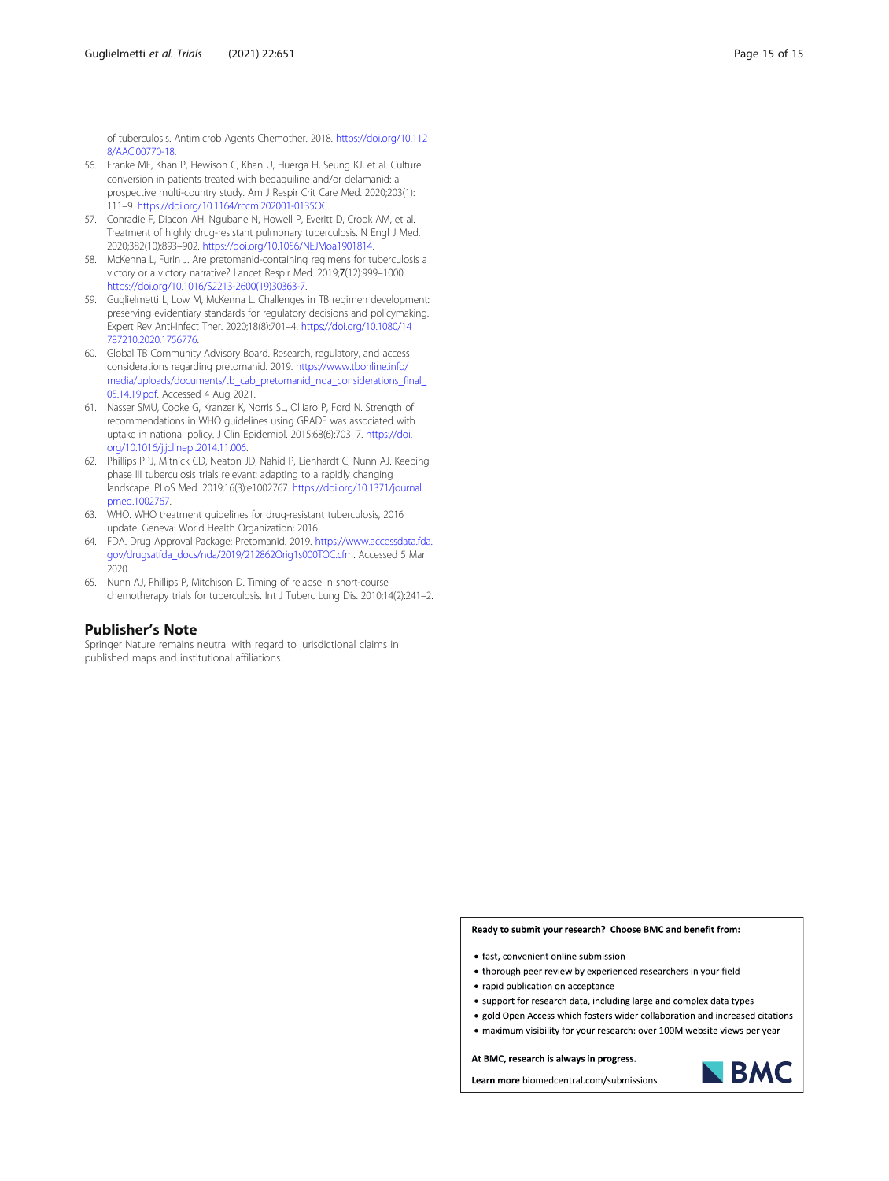of tuberculosis. Antimicrob Agents Chemother. 2018. https://doi.org/10.1128/AAC.00770-18.

56. Franke MF, Khan P, Hewison C, Khan U, Huerga H, Seung KJ, et al. Culture conversion in patients treated with bedaquiline and/or delamanid: a prospective multi-country study. Am J Respir Crit Care Med. 2020;203(1):111–9. https://doi.org/10.1164/rccm.202001-0135OC.
57. Conradie F, Diacon AH, Ngubane N, Howell P, Everitt D, Crook AM, et al. Treatment of highly drug-resistant pulmonary tuberculosis. N Engl J Med. 2020;382(10):893–902. https://doi.org/10.1056/NEJMoa1901814.
58. McKenna L, Furin J. Are pretomanid-containing regimens for tuberculosis a victory or a victory narrative? Lancet Respir Med. 2019;**7**(12):999–1000. https://doi.org/10.1016/S2213-2600(19)30363-7.
59. Guglielmetti L, Low M, McKenna L. Challenges in TB regimen development: preserving evidentiary standards for regulatory decisions and policymaking. Expert Rev Anti-Infect Ther. 2020;18(8):701–4. https://doi.org/10.1080/14787210.2020.1756776.
60. Global TB Community Advisory Board. Research, regulatory, and access considerations regarding pretomanid. 2019. https://www.tbonline.info/media/uploads/documents/tb_cab_pretomanid_nda_considerations_final_05.14.19.pdf. Accessed 4 Aug 2021.
61. Nasser SMU, Cooke G, Kranzer K, Norris SL, Olliaro P, Ford N. Strength of recommendations in WHO guidelines using GRADE was associated with uptake in national policy. J Clin Epidemiol. 2015;68(6):703–7. https://doi.org/10.1016/j.jclinepi.2014.11.006.
62. Phillips PPJ, Mitnick CD, Neaton JD, Nahid P, Lienhardt C, Nunn AJ. Keeping phase III tuberculosis trials relevant: adapting to a rapidly changing landscape. PLoS Med. 2019;16(3):e1002767. https://doi.org/10.1371/journal.pmed.1002767.
63. WHO. WHO treatment guidelines for drug-resistant tuberculosis, 2016 update. Geneva: World Health Organization; 2016.
64. FDA. Drug Approval Package: Pretomanid. 2019. https://www.accessdata.fda.gov/drugsatfda_docs/nda/2019/212862Orig1s000TOC.cfm. Accessed 5 Mar 2020.
65. Nunn AJ, Phillips P, Mitchison D. Timing of relapse in short-course chemotherapy trials for tuberculosis. Int J Tuberc Lung Dis. 2010;14(2):241–2.

## Publisher's Note

Springer Nature remains neutral with regard to jurisdictional claims in published maps and institutional affiliations.

**Ready to submit your research? Choose BMC and benefit from:**

- fast, convenient online submission
- thorough peer review by experienced researchers in your field
- rapid publication on acceptance
- support for research data, including large and complex data types
- gold Open Access which fosters wider collaboration and increased citations
- maximum visibility for your research: over 100M website views per year

**At BMC, research is always in progress.**

**Learn more** biomedcentral.com/submissions

BMC